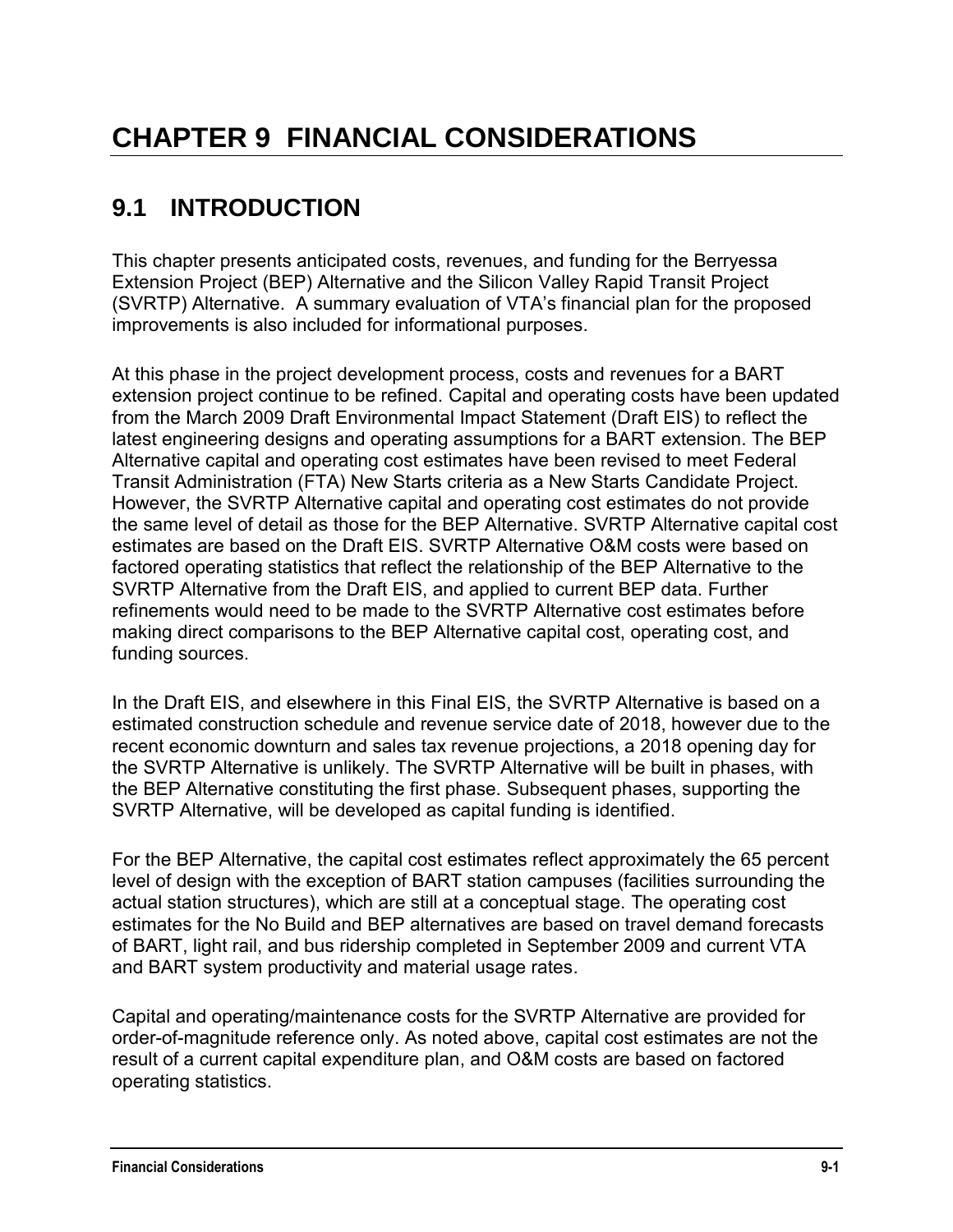# CHAPTER 9 FINANCIAL CONSIDERATIONS

## 9.1 INTRODUCTION

This chapter presents anticipated costs, revenues, and funding for the Berryessa Extension Project (BEP) Alternative and the Silicon Valley Rapid Transit Project (SVRTP) Alternative. A summary evaluation of VTA's financial plan for the proposed improvements is also included for informational purposes.

At this phase in the project development process, costs and revenues for a BART extension project continue to be refined. Capital and operating costs have been updated from the March 2009 Draft Environmental Impact Statement (Draft EIS) to reflect the latest engineering designs and operating assumptions for a BART extension. The BEP Alternative capital and operating cost estimates have been revised to meet Federal Transit Administration (FTA) New Starts criteria as a New Starts Candidate Project. However, the SVRTP Alternative capital and operating cost estimates do not provide the same level of detail as those for the BEP Alternative. SVRTP Alternative capital cost estimates are based on the Draft EIS. SVRTP Alternative O&M costs were based on factored operating statistics that reflect the relationship of the BEP Alternative to the SVRTP Alternative from the Draft EIS, and applied to current BEP data. Further refinements would need to be made to the SVRTP Alternative cost estimates before making direct comparisons to the BEP Alternative capital cost, operating cost, and funding sources.

In the Draft EIS, and elsewhere in this Final EIS, the SVRTP Alternative is based on a estimated construction schedule and revenue service date of 2018, however due to the recent economic downturn and sales tax revenue projections, a 2018 opening day for the SVRTP Alternative is unlikely. The SVRTP Alternative will be built in phases, with the BEP Alternative constituting the first phase. Subsequent phases, supporting the SVRTP Alternative, will be developed as capital funding is identified.

For the BEP Alternative, the capital cost estimates reflect approximately the 65 percent level of design with the exception of BART station campuses (facilities surrounding the actual station structures), which are still at a conceptual stage. The operating cost estimates for the No Build and BEP alternatives are based on travel demand forecasts of BART, light rail, and bus ridership completed in September 2009 and current VTA and BART system productivity and material usage rates.

Capital and operating/maintenance costs for the SVRTP Alternative are provided for order-of-magnitude reference only. As noted above, capital cost estimates are not the result of a current capital expenditure plan, and O&M costs are based on factored operating statistics.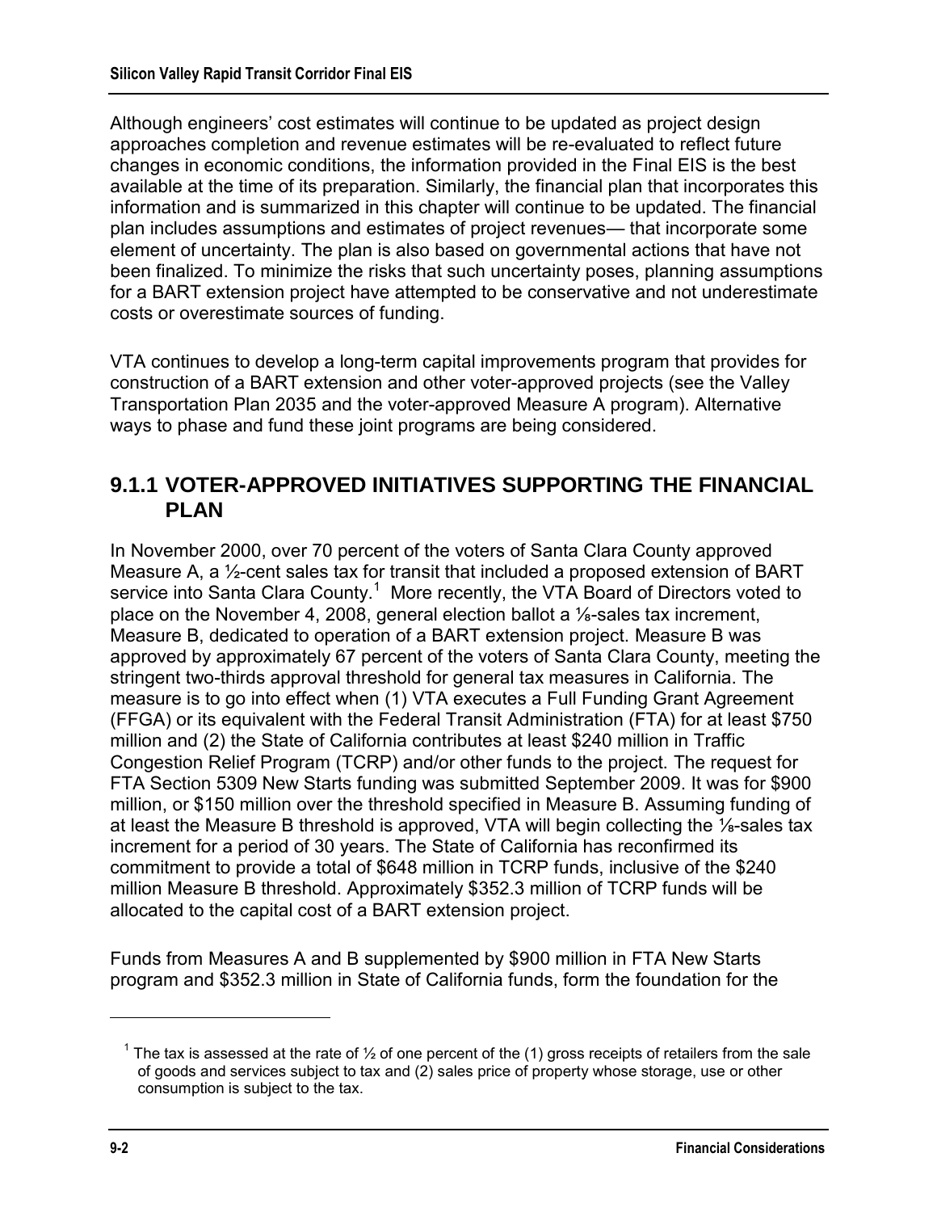Although engineers' cost estimates will continue to be updated as project design approaches completion and revenue estimates will be re-evaluated to reflect future changes in economic conditions, the information provided in the Final EIS is the best available at the time of its preparation. Similarly, the financial plan that incorporates this information and is summarized in this chapter will continue to be updated. The financial plan includes assumptions and estimates of project revenues— that incorporate some element of uncertainty. The plan is also based on governmental actions that have not been finalized. To minimize the risks that such uncertainty poses, planning assumptions for a BART extension project have attempted to be conservative and not underestimate costs or overestimate sources of funding.

VTA continues to develop a long-term capital improvements program that provides for construction of a BART extension and other voter-approved projects (see the Valley Transportation Plan 2035 and the voter-approved Measure A program). Alternative ways to phase and fund these joint programs are being considered.

## 9.1.1 VOTER-APPROVED INITIATIVES SUPPORTING THE FINANCIAL PLAN

In November 2000, over 70 percent of the voters of Santa Clara County approved Measure A, a ½-cent sales tax for transit that included a proposed extension of BART service into Santa Clara County.[1] More recently, the VTA Board of Directors voted to place on the November 4, 2008, general election ballot a ⅛-sales tax increment, Measure B, dedicated to operation of a BART extension project. Measure B was approved by approximately 67 percent of the voters of Santa Clara County, meeting the stringent two-thirds approval threshold for general tax measures in California. The measure is to go into effect when (1) VTA executes a Full Funding Grant Agreement (FFGA) or its equivalent with the Federal Transit Administration (FTA) for at least $750 million and (2) the State of California contributes at least $240 million in Traffic Congestion Relief Program (TCRP) and/or other funds to the project. The request for FTA Section 5309 New Starts funding was submitted September 2009. It was for $900 million, or $150 million over the threshold specified in Measure B. Assuming funding of at least the Measure B threshold is approved, VTA will begin collecting the ⅛-sales tax increment for a period of 30 years. The State of California has reconfirmed its commitment to provide a total of $648 million in TCRP funds, inclusive of the $240 million Measure B threshold. Approximately $352.3 million of TCRP funds will be allocated to the capital cost of a BART extension project.

Funds from Measures A and B supplemented by $900 million in FTA New Starts program and $352.3 million in State of California funds, form the foundation for the

---

[1] The tax is assessed at the rate of ½ of one percent of the (1) gross receipts of retailers from the sale of goods and services subject to tax and (2) sales price of property whose storage, use or other consumption is subject to the tax.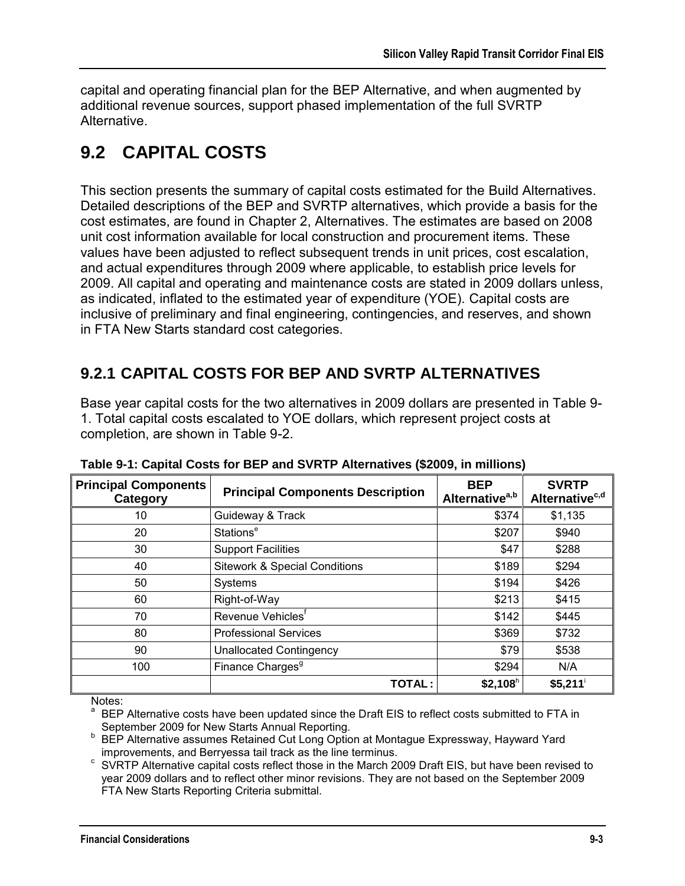capital and operating financial plan for the BEP Alternative, and when augmented by additional revenue sources, support phased implementation of the full SVRTP Alternative.

# 9.2 CAPITAL COSTS

This section presents the summary of capital costs estimated for the Build Alternatives. Detailed descriptions of the BEP and SVRTP alternatives, which provide a basis for the cost estimates, are found in Chapter 2, Alternatives. The estimates are based on 2008 unit cost information available for local construction and procurement items. These values have been adjusted to reflect subsequent trends in unit prices, cost escalation, and actual expenditures through 2009 where applicable, to establish price levels for 2009. All capital and operating and maintenance costs are stated in 2009 dollars unless, as indicated, inflated to the estimated year of expenditure (YOE). Capital costs are inclusive of preliminary and final engineering, contingencies, and reserves, and shown in FTA New Starts standard cost categories.

## 9.2.1 CAPITAL COSTS FOR BEP AND SVRTP ALTERNATIVES

Base year capital costs for the two alternatives in 2009 dollars are presented in Table 9-1. Total capital costs escalated to YOE dollars, which represent project costs at completion, are shown in Table 9-2.

**Table 9-1: Capital Costs for BEP and SVRTP Alternatives ($2009, in millions)**

| Principal Components Category | Principal Components Description | BEP Alternative[a,b] | SVRTP Alternative[c,d] |
|---|---|---|---|
| 10 | Guideway & Track | $374 | $1,135 |
| 20 | Stations[e] | $207 | $940 |
| 30 | Support Facilities | $47 | $288 |
| 40 | Sitework & Special Conditions | $189 | $294 |
| 50 | Systems | $194 | $426 |
| 60 | Right-of-Way | $213 | $415 |
| 70 | Revenue Vehicles[f] | $142 | $445 |
| 80 | Professional Services | $369 | $732 |
| 90 | Unallocated Contingency | $79 | $538 |
| 100 | Finance Charges[g] | $294 | N/A |
| | **TOTAL :** | **$2,108**[h] | **$5,211**[i] |

Notes:

[a] BEP Alternative costs have been updated since the Draft EIS to reflect costs submitted to FTA in September 2009 for New Starts Annual Reporting.

[b] BEP Alternative assumes Retained Cut Long Option at Montague Expressway, Hayward Yard improvements, and Berryessa tail track as the line terminus.

[c] SVRTP Alternative capital costs reflect those in the March 2009 Draft EIS, but have been revised to year 2009 dollars and to reflect other minor revisions. They are not based on the September 2009 FTA New Starts Reporting Criteria submittal.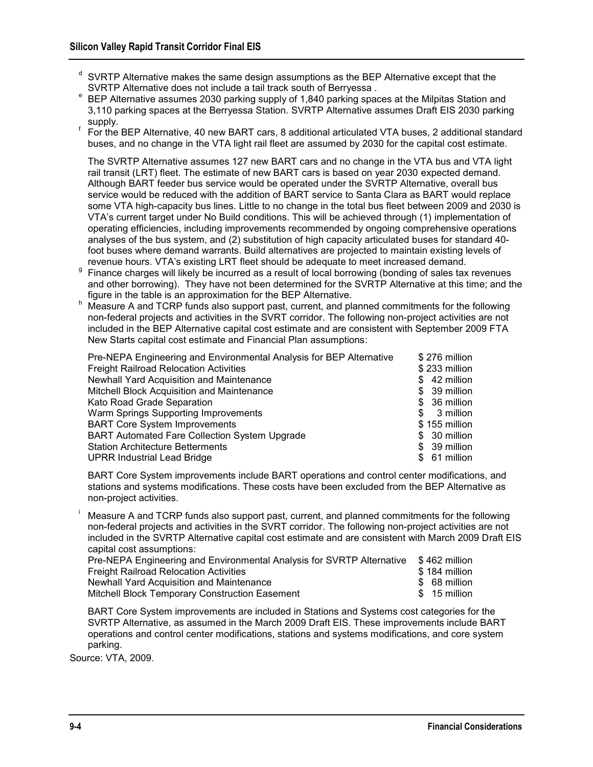[d] SVRTP Alternative makes the same design assumptions as the BEP Alternative except that the SVRTP Alternative does not include a tail track south of Berryessa .

[e] BEP Alternative assumes 2030 parking supply of 1,840 parking spaces at the Milpitas Station and 3,110 parking spaces at the Berryessa Station. SVRTP Alternative assumes Draft EIS 2030 parking supply.

[f] For the BEP Alternative, 40 new BART cars, 8 additional articulated VTA buses, 2 additional standard buses, and no change in the VTA light rail fleet are assumed by 2030 for the capital cost estimate.

The SVRTP Alternative assumes 127 new BART cars and no change in the VTA bus and VTA light rail transit (LRT) fleet. The estimate of new BART cars is based on year 2030 expected demand. Although BART feeder bus service would be operated under the SVRTP Alternative, overall bus service would be reduced with the addition of BART service to Santa Clara as BART would replace some VTA high-capacity bus lines. Little to no change in the total bus fleet between 2009 and 2030 is VTA's current target under No Build conditions. This will be achieved through (1) implementation of operating efficiencies, including improvements recommended by ongoing comprehensive operations analyses of the bus system, and (2) substitution of high capacity articulated buses for standard 40-foot buses where demand warrants. Build alternatives are projected to maintain existing levels of revenue hours. VTA's existing LRT fleet should be adequate to meet increased demand.

[g] Finance charges will likely be incurred as a result of local borrowing (bonding of sales tax revenues and other borrowing). They have not been determined for the SVRTP Alternative at this time; and the figure in the table is an approximation for the BEP Alternative.

[h] Measure A and TCRP funds also support past, current, and planned commitments for the following non-federal projects and activities in the SVRT corridor. The following non-project activities are not included in the BEP Alternative capital cost estimate and are consistent with September 2009 FTA New Starts capital cost estimate and Financial Plan assumptions:

| | |
|---|---|
| Pre-NEPA Engineering and Environmental Analysis for BEP Alternative | $ 276 million |
| Freight Railroad Relocation Activities | $ 233 million |
| Newhall Yard Acquisition and Maintenance | $ 42 million |
| Mitchell Block Acquisition and Maintenance | $ 39 million |
| Kato Road Grade Separation | $ 36 million |
| Warm Springs Supporting Improvements | $ 3 million |
| BART Core System Improvements | $ 155 million |
| BART Automated Fare Collection System Upgrade | $ 30 million |
| Station Architecture Betterments | $ 39 million |
| UPRR Industrial Lead Bridge | $ 61 million |

BART Core System improvements include BART operations and control center modifications, and stations and systems modifications. These costs have been excluded from the BEP Alternative as non-project activities.

[i] Measure A and TCRP funds also support past, current, and planned commitments for the following non-federal projects and activities in the SVRT corridor. The following non-project activities are not included in the SVRTP Alternative capital cost estimate and are consistent with March 2009 Draft EIS capital cost assumptions:

| | |
|---|---|
| Pre-NEPA Engineering and Environmental Analysis for SVRTP Alternative | $ 462 million |
| Freight Railroad Relocation Activities | $ 184 million |
| Newhall Yard Acquisition and Maintenance | $ 68 million |
| Mitchell Block Temporary Construction Easement | $ 15 million |

BART Core System improvements are included in Stations and Systems cost categories for the SVRTP Alternative, as assumed in the March 2009 Draft EIS. These improvements include BART operations and control center modifications, stations and systems modifications, and core system parking.

Source: VTA, 2009.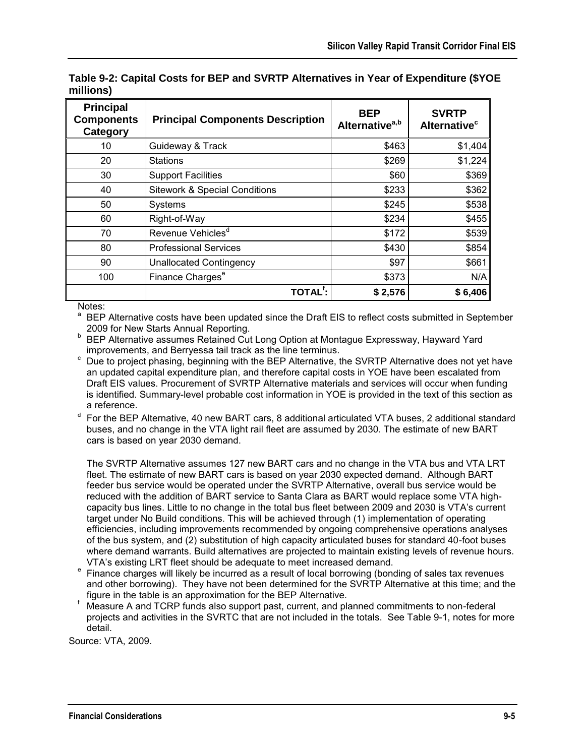**Table 9-2: Capital Costs for BEP and SVRTP Alternatives in Year of Expenditure ($YOE millions)**

| Principal Components Category | Principal Components Description | BEP Alternative[a,b] | SVRTP Alternative[c] |
|---|---|---|---|
| 10 | Guideway & Track | $463 | $1,404 |
| 20 | Stations | $269 | $1,224 |
| 30 | Support Facilities | $60 | $369 |
| 40 | Sitework & Special Conditions | $233 | $362 |
| 50 | Systems | $245 | $538 |
| 60 | Right-of-Way | $234 | $455 |
| 70 | Revenue Vehicles[d] | $172 | $539 |
| 80 | Professional Services | $430 | $854 |
| 90 | Unallocated Contingency | $97 | $661 |
| 100 | Finance Charges[e] | $373 | N/A |
| | TOTAL[f]: | $ 2,576 | $ 6,406 |

Notes:

[a] BEP Alternative costs have been updated since the Draft EIS to reflect costs submitted in September 2009 for New Starts Annual Reporting.

[b] BEP Alternative assumes Retained Cut Long Option at Montague Expressway, Hayward Yard improvements, and Berryessa tail track as the line terminus.

[c] Due to project phasing, beginning with the BEP Alternative, the SVRTP Alternative does not yet have an updated capital expenditure plan, and therefore capital costs in YOE have been escalated from Draft EIS values. Procurement of SVRTP Alternative materials and services will occur when funding is identified. Summary-level probable cost information in YOE is provided in the text of this section as a reference.

[d] For the BEP Alternative, 40 new BART cars, 8 additional articulated VTA buses, 2 additional standard buses, and no change in the VTA light rail fleet are assumed by 2030. The estimate of new BART cars is based on year 2030 demand.

The SVRTP Alternative assumes 127 new BART cars and no change in the VTA bus and VTA LRT fleet. The estimate of new BART cars is based on year 2030 expected demand. Although BART feeder bus service would be operated under the SVRTP Alternative, overall bus service would be reduced with the addition of BART service to Santa Clara as BART would replace some VTA high-capacity bus lines. Little to no change in the total bus fleet between 2009 and 2030 is VTA's current target under No Build conditions. This will be achieved through (1) implementation of operating efficiencies, including improvements recommended by ongoing comprehensive operations analyses of the bus system, and (2) substitution of high capacity articulated buses for standard 40-foot buses where demand warrants. Build alternatives are projected to maintain existing levels of revenue hours. VTA's existing LRT fleet should be adequate to meet increased demand.

[e] Finance charges will likely be incurred as a result of local borrowing (bonding of sales tax revenues and other borrowing). They have not been determined for the SVRTP Alternative at this time; and the figure in the table is an approximation for the BEP Alternative.

[f] Measure A and TCRP funds also support past, current, and planned commitments to non-federal projects and activities in the SVRTC that are not included in the totals. See Table 9-1, notes for more detail.

Source: VTA, 2009.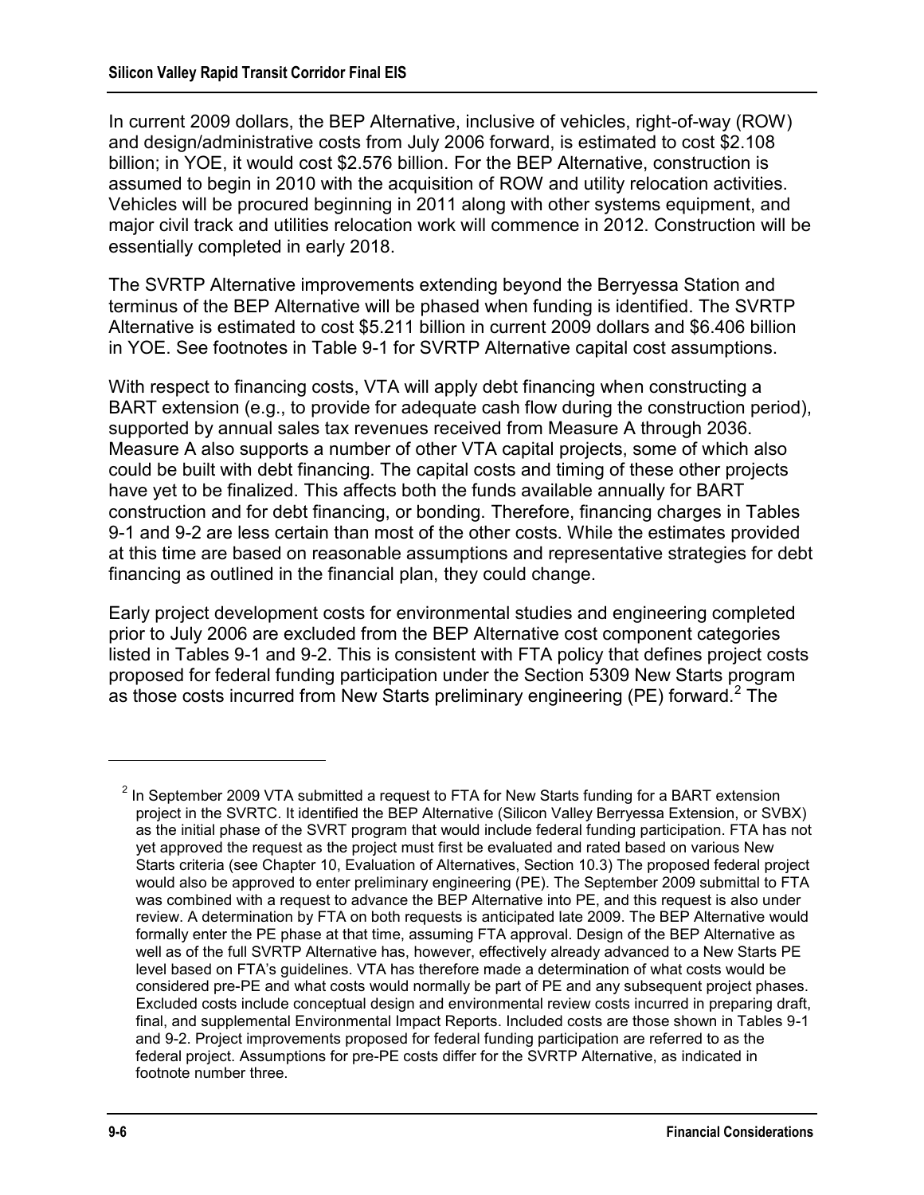In current 2009 dollars, the BEP Alternative, inclusive of vehicles, right-of-way (ROW) and design/administrative costs from July 2006 forward, is estimated to cost $2.108 billion; in YOE, it would cost $2.576 billion. For the BEP Alternative, construction is assumed to begin in 2010 with the acquisition of ROW and utility relocation activities. Vehicles will be procured beginning in 2011 along with other systems equipment, and major civil track and utilities relocation work will commence in 2012. Construction will be essentially completed in early 2018.

The SVRTP Alternative improvements extending beyond the Berryessa Station and terminus of the BEP Alternative will be phased when funding is identified. The SVRTP Alternative is estimated to cost $5.211 billion in current 2009 dollars and $6.406 billion in YOE. See footnotes in Table 9-1 for SVRTP Alternative capital cost assumptions.

With respect to financing costs, VTA will apply debt financing when constructing a BART extension (e.g., to provide for adequate cash flow during the construction period), supported by annual sales tax revenues received from Measure A through 2036. Measure A also supports a number of other VTA capital projects, some of which also could be built with debt financing. The capital costs and timing of these other projects have yet to be finalized. This affects both the funds available annually for BART construction and for debt financing, or bonding. Therefore, financing charges in Tables 9-1 and 9-2 are less certain than most of the other costs. While the estimates provided at this time are based on reasonable assumptions and representative strategies for debt financing as outlined in the financial plan, they could change.

Early project development costs for environmental studies and engineering completed prior to July 2006 are excluded from the BEP Alternative cost component categories listed in Tables 9-1 and 9-2. This is consistent with FTA policy that defines project costs proposed for federal funding participation under the Section 5309 New Starts program as those costs incurred from New Starts preliminary engineering (PE) forward.[2] The

[2] In September 2009 VTA submitted a request to FTA for New Starts funding for a BART extension project in the SVRTC. It identified the BEP Alternative (Silicon Valley Berryessa Extension, or SVBX) as the initial phase of the SVRT program that would include federal funding participation. FTA has not yet approved the request as the project must first be evaluated and rated based on various New Starts criteria (see Chapter 10, Evaluation of Alternatives, Section 10.3) The proposed federal project would also be approved to enter preliminary engineering (PE). The September 2009 submittal to FTA was combined with a request to advance the BEP Alternative into PE, and this request is also under review. A determination by FTA on both requests is anticipated late 2009. The BEP Alternative would formally enter the PE phase at that time, assuming FTA approval. Design of the BEP Alternative as well as of the full SVRTP Alternative has, however, effectively already advanced to a New Starts PE level based on FTA's guidelines. VTA has therefore made a determination of what costs would be considered pre-PE and what costs would normally be part of PE and any subsequent project phases. Excluded costs include conceptual design and environmental review costs incurred in preparing draft, final, and supplemental Environmental Impact Reports. Included costs are those shown in Tables 9-1 and 9-2. Project improvements proposed for federal funding participation are referred to as the federal project. Assumptions for pre-PE costs differ for the SVRTP Alternative, as indicated in footnote number three.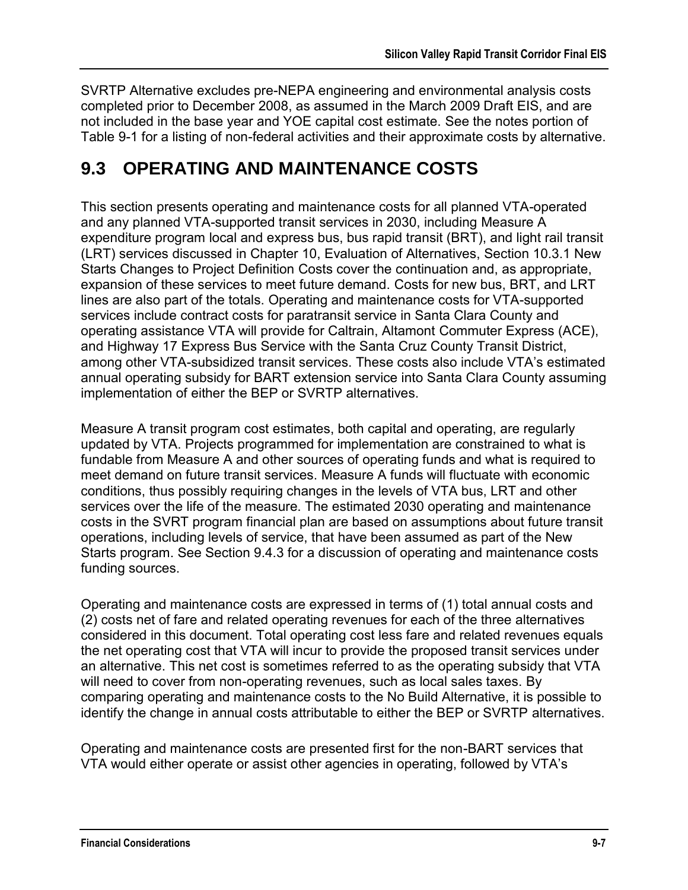SVRTP Alternative excludes pre-NEPA engineering and environmental analysis costs completed prior to December 2008, as assumed in the March 2009 Draft EIS, and are not included in the base year and YOE capital cost estimate. See the notes portion of Table 9-1 for a listing of non-federal activities and their approximate costs by alternative.

## 9.3 OPERATING AND MAINTENANCE COSTS

This section presents operating and maintenance costs for all planned VTA-operated and any planned VTA-supported transit services in 2030, including Measure A expenditure program local and express bus, bus rapid transit (BRT), and light rail transit (LRT) services discussed in Chapter 10, Evaluation of Alternatives, Section 10.3.1 New Starts Changes to Project Definition Costs cover the continuation and, as appropriate, expansion of these services to meet future demand. Costs for new bus, BRT, and LRT lines are also part of the totals. Operating and maintenance costs for VTA-supported services include contract costs for paratransit service in Santa Clara County and operating assistance VTA will provide for Caltrain, Altamont Commuter Express (ACE), and Highway 17 Express Bus Service with the Santa Cruz County Transit District, among other VTA-subsidized transit services. These costs also include VTA's estimated annual operating subsidy for BART extension service into Santa Clara County assuming implementation of either the BEP or SVRTP alternatives.

Measure A transit program cost estimates, both capital and operating, are regularly updated by VTA. Projects programmed for implementation are constrained to what is fundable from Measure A and other sources of operating funds and what is required to meet demand on future transit services. Measure A funds will fluctuate with economic conditions, thus possibly requiring changes in the levels of VTA bus, LRT and other services over the life of the measure. The estimated 2030 operating and maintenance costs in the SVRT program financial plan are based on assumptions about future transit operations, including levels of service, that have been assumed as part of the New Starts program. See Section 9.4.3 for a discussion of operating and maintenance costs funding sources.

Operating and maintenance costs are expressed in terms of (1) total annual costs and (2) costs net of fare and related operating revenues for each of the three alternatives considered in this document. Total operating cost less fare and related revenues equals the net operating cost that VTA will incur to provide the proposed transit services under an alternative. This net cost is sometimes referred to as the operating subsidy that VTA will need to cover from non-operating revenues, such as local sales taxes. By comparing operating and maintenance costs to the No Build Alternative, it is possible to identify the change in annual costs attributable to either the BEP or SVRTP alternatives.

Operating and maintenance costs are presented first for the non-BART services that VTA would either operate or assist other agencies in operating, followed by VTA's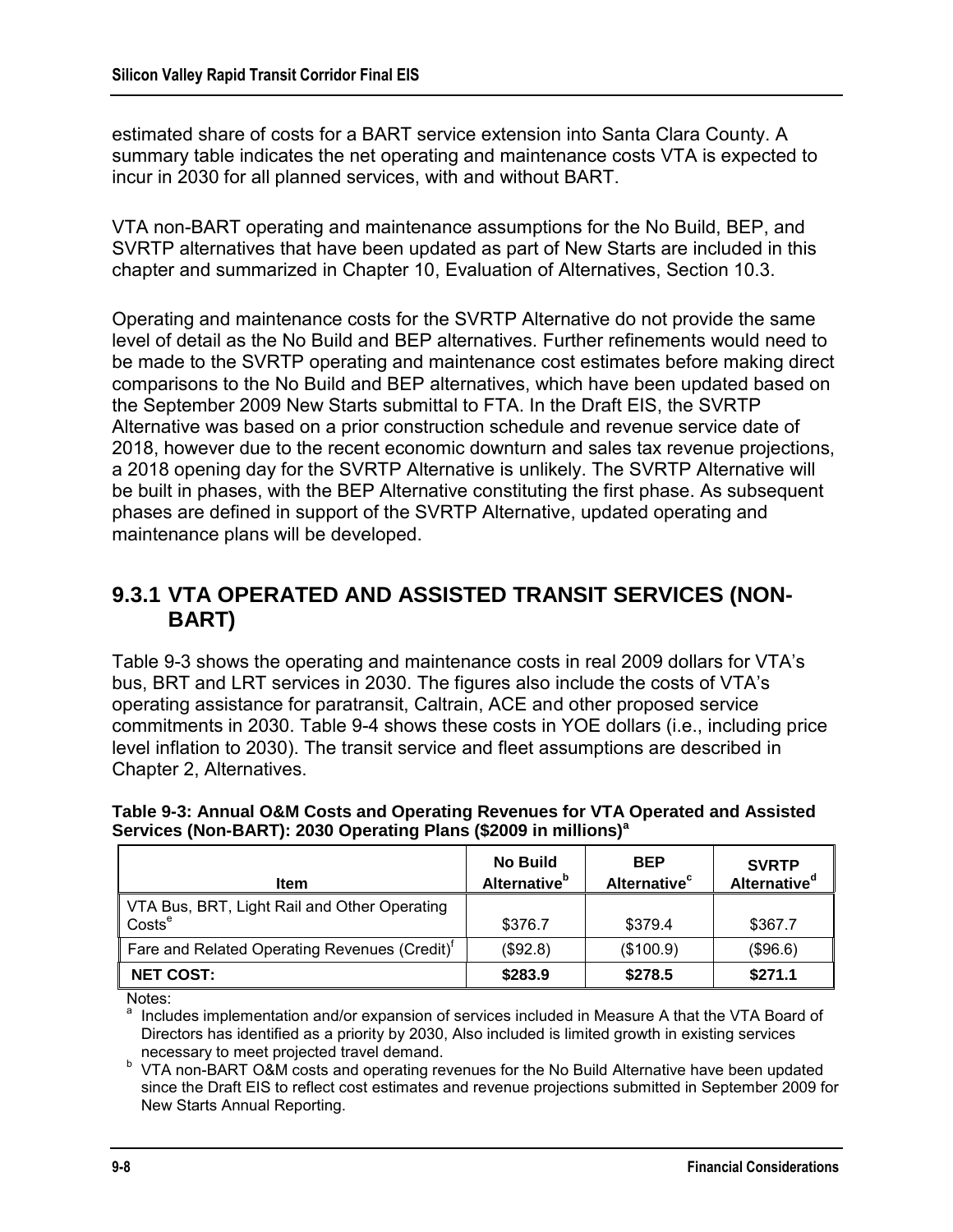estimated share of costs for a BART service extension into Santa Clara County. A summary table indicates the net operating and maintenance costs VTA is expected to incur in 2030 for all planned services, with and without BART.

VTA non-BART operating and maintenance assumptions for the No Build, BEP, and SVRTP alternatives that have been updated as part of New Starts are included in this chapter and summarized in Chapter 10, Evaluation of Alternatives, Section 10.3.

Operating and maintenance costs for the SVRTP Alternative do not provide the same level of detail as the No Build and BEP alternatives. Further refinements would need to be made to the SVRTP operating and maintenance cost estimates before making direct comparisons to the No Build and BEP alternatives, which have been updated based on the September 2009 New Starts submittal to FTA. In the Draft EIS, the SVRTP Alternative was based on a prior construction schedule and revenue service date of 2018, however due to the recent economic downturn and sales tax revenue projections, a 2018 opening day for the SVRTP Alternative is unlikely. The SVRTP Alternative will be built in phases, with the BEP Alternative constituting the first phase. As subsequent phases are defined in support of the SVRTP Alternative, updated operating and maintenance plans will be developed.

## 9.3.1 VTA OPERATED AND ASSISTED TRANSIT SERVICES (NON-BART)

Table 9-3 shows the operating and maintenance costs in real 2009 dollars for VTA's bus, BRT and LRT services in 2030. The figures also include the costs of VTA's operating assistance for paratransit, Caltrain, ACE and other proposed service commitments in 2030. Table 9-4 shows these costs in YOE dollars (i.e., including price level inflation to 2030). The transit service and fleet assumptions are described in Chapter 2, Alternatives.

**Table 9-3: Annual O&M Costs and Operating Revenues for VTA Operated and Assisted Services (Non-BART): 2030 Operating Plans ($2009 in millions)[a]**

| Item | No Build Alternative[b] | BEP Alternative[c] | SVRTP Alternative[d] |
|---|---|---|---|
| VTA Bus, BRT, Light Rail and Other Operating Costs[e] | $376.7 | $379.4 | $367.7 |
| Fare and Related Operating Revenues (Credit)[f] | ($92.8) | ($100.9) | ($96.6) |
| **NET COST:** | **$283.9** | **$278.5** | **$271.1** |

Notes:

[a] Includes implementation and/or expansion of services included in Measure A that the VTA Board of Directors has identified as a priority by 2030, Also included is limited growth in existing services necessary to meet projected travel demand.

[b] VTA non-BART O&M costs and operating revenues for the No Build Alternative have been updated since the Draft EIS to reflect cost estimates and revenue projections submitted in September 2009 for New Starts Annual Reporting.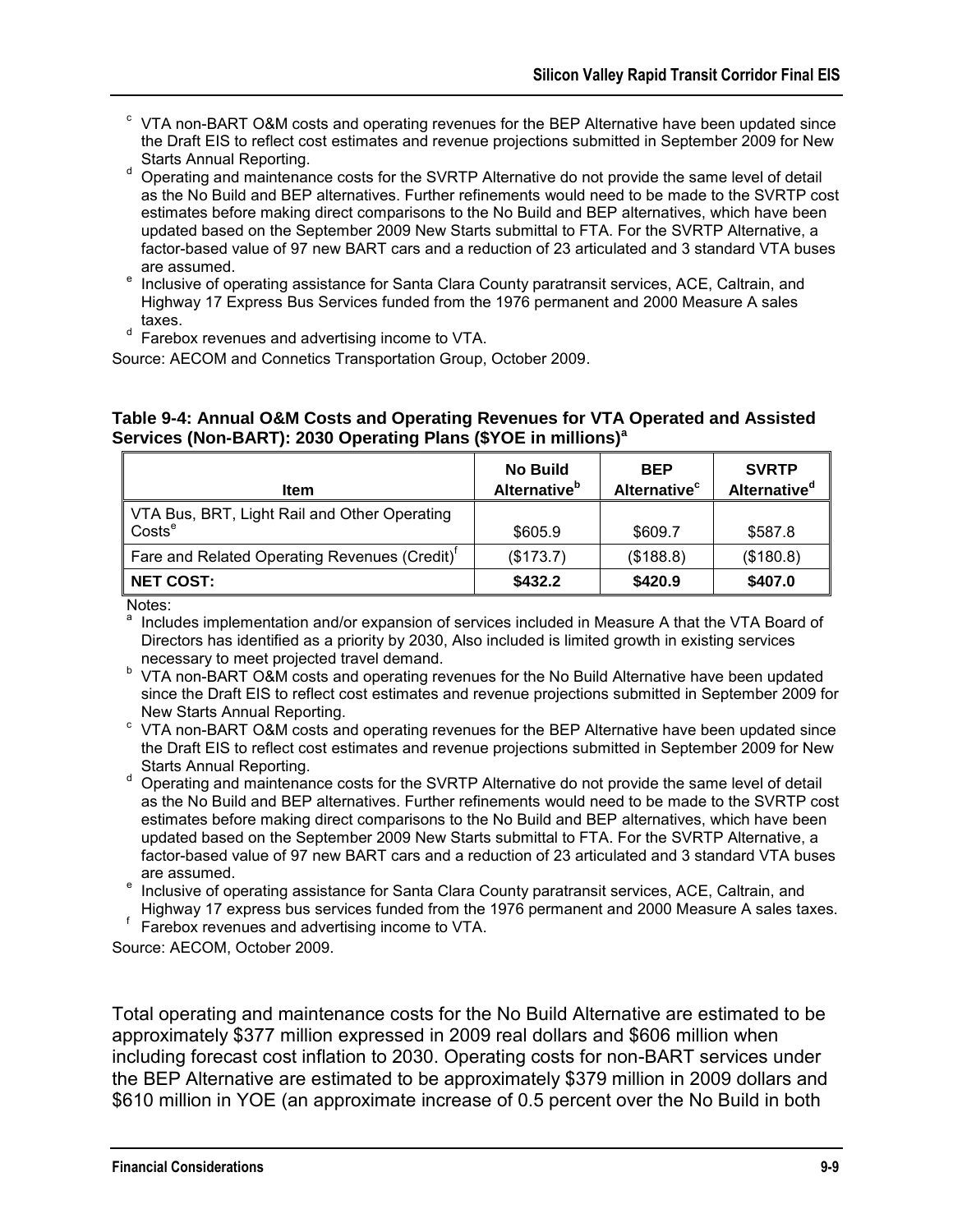[c] VTA non-BART O&M costs and operating revenues for the BEP Alternative have been updated since the Draft EIS to reflect cost estimates and revenue projections submitted in September 2009 for New Starts Annual Reporting.

[d] Operating and maintenance costs for the SVRTP Alternative do not provide the same level of detail as the No Build and BEP alternatives. Further refinements would need to be made to the SVRTP cost estimates before making direct comparisons to the No Build and BEP alternatives, which have been updated based on the September 2009 New Starts submittal to FTA. For the SVRTP Alternative, a factor-based value of 97 new BART cars and a reduction of 23 articulated and 3 standard VTA buses are assumed.

[e] Inclusive of operating assistance for Santa Clara County paratransit services, ACE, Caltrain, and Highway 17 Express Bus Services funded from the 1976 permanent and 2000 Measure A sales taxes.

[d] Farebox revenues and advertising income to VTA.

Source: AECOM and Connetics Transportation Group, October 2009.

**Table 9-4: Annual O&M Costs and Operating Revenues for VTA Operated and Assisted Services (Non-BART): 2030 Operating Plans ($YOE in millions)[a]**

| Item | No Build Alternative[b] | BEP Alternative[c] | SVRTP Alternative[d] |
|---|---|---|---|
| VTA Bus, BRT, Light Rail and Other Operating Costs[e] | $605.9 | $609.7 | $587.8 |
| Fare and Related Operating Revenues (Credit)[f] | ($173.7) | ($188.8) | ($180.8) |
| **NET COST:** | **$432.2** | **$420.9** | **$407.0** |

Notes:

[a] Includes implementation and/or expansion of services included in Measure A that the VTA Board of Directors has identified as a priority by 2030, Also included is limited growth in existing services necessary to meet projected travel demand.

[b] VTA non-BART O&M costs and operating revenues for the No Build Alternative have been updated since the Draft EIS to reflect cost estimates and revenue projections submitted in September 2009 for New Starts Annual Reporting.

[c] VTA non-BART O&M costs and operating revenues for the BEP Alternative have been updated since the Draft EIS to reflect cost estimates and revenue projections submitted in September 2009 for New Starts Annual Reporting.

[d] Operating and maintenance costs for the SVRTP Alternative do not provide the same level of detail as the No Build and BEP alternatives. Further refinements would need to be made to the SVRTP cost estimates before making direct comparisons to the No Build and BEP alternatives, which have been updated based on the September 2009 New Starts submittal to FTA. For the SVRTP Alternative, a factor-based value of 97 new BART cars and a reduction of 23 articulated and 3 standard VTA buses are assumed.

[e] Inclusive of operating assistance for Santa Clara County paratransit services, ACE, Caltrain, and Highway 17 express bus services funded from the 1976 permanent and 2000 Measure A sales taxes.

[f] Farebox revenues and advertising income to VTA.

Source: AECOM, October 2009.

Total operating and maintenance costs for the No Build Alternative are estimated to be approximately $377 million expressed in 2009 real dollars and $606 million when including forecast cost inflation to 2030. Operating costs for non-BART services under the BEP Alternative are estimated to be approximately $379 million in 2009 dollars and $610 million in YOE (an approximate increase of 0.5 percent over the No Build in both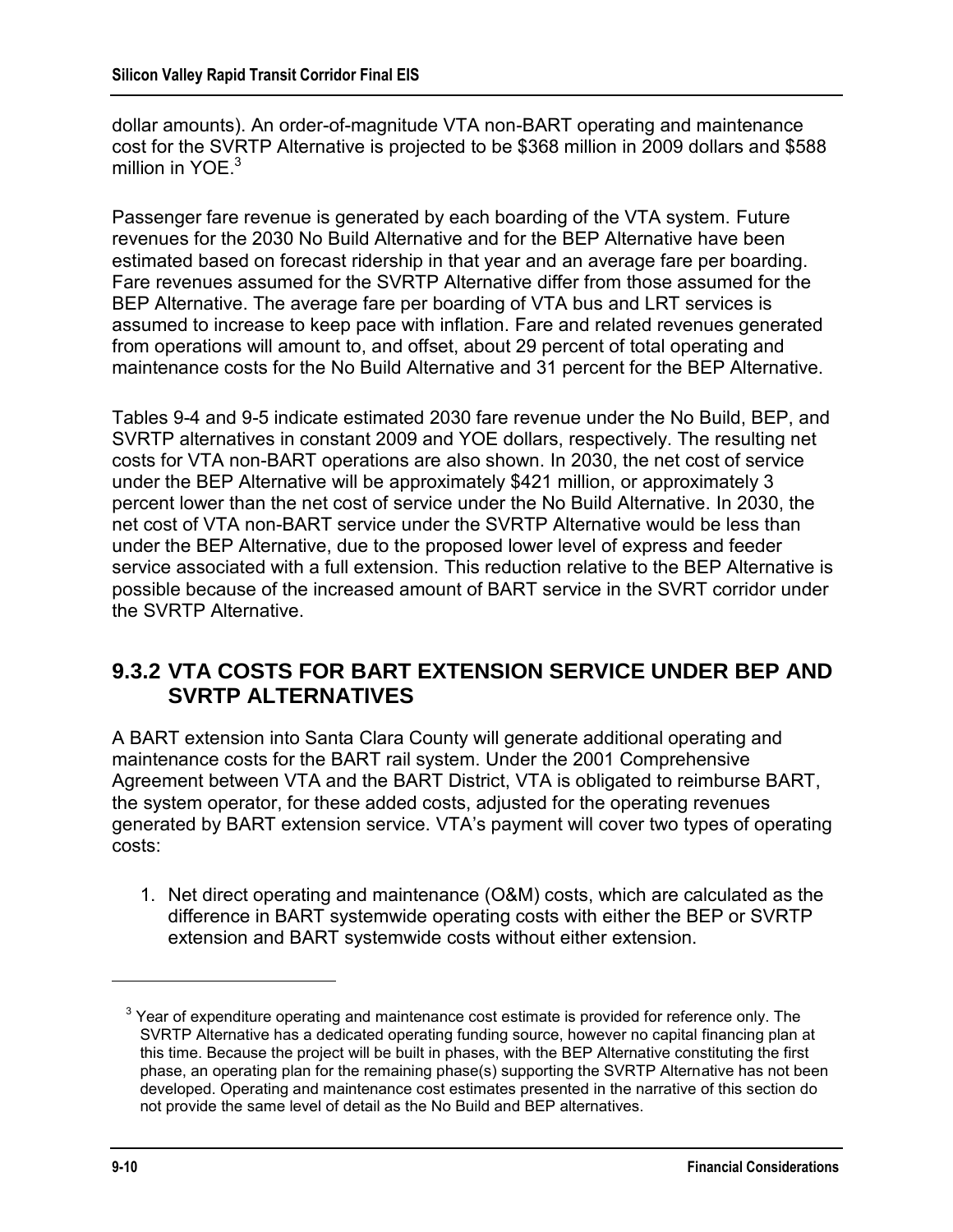dollar amounts). An order-of-magnitude VTA non-BART operating and maintenance cost for the SVRTP Alternative is projected to be $368 million in 2009 dollars and $588 million in YOE.[3]

Passenger fare revenue is generated by each boarding of the VTA system. Future revenues for the 2030 No Build Alternative and for the BEP Alternative have been estimated based on forecast ridership in that year and an average fare per boarding. Fare revenues assumed for the SVRTP Alternative differ from those assumed for the BEP Alternative. The average fare per boarding of VTA bus and LRT services is assumed to increase to keep pace with inflation. Fare and related revenues generated from operations will amount to, and offset, about 29 percent of total operating and maintenance costs for the No Build Alternative and 31 percent for the BEP Alternative.

Tables 9-4 and 9-5 indicate estimated 2030 fare revenue under the No Build, BEP, and SVRTP alternatives in constant 2009 and YOE dollars, respectively. The resulting net costs for VTA non-BART operations are also shown. In 2030, the net cost of service under the BEP Alternative will be approximately $421 million, or approximately 3 percent lower than the net cost of service under the No Build Alternative. In 2030, the net cost of VTA non-BART service under the SVRTP Alternative would be less than under the BEP Alternative, due to the proposed lower level of express and feeder service associated with a full extension. This reduction relative to the BEP Alternative is possible because of the increased amount of BART service in the SVRT corridor under the SVRTP Alternative.

## 9.3.2 VTA COSTS FOR BART EXTENSION SERVICE UNDER BEP AND SVRTP ALTERNATIVES

A BART extension into Santa Clara County will generate additional operating and maintenance costs for the BART rail system. Under the 2001 Comprehensive Agreement between VTA and the BART District, VTA is obligated to reimburse BART, the system operator, for these added costs, adjusted for the operating revenues generated by BART extension service. VTA's payment will cover two types of operating costs:

1. Net direct operating and maintenance (O&M) costs, which are calculated as the difference in BART systemwide operating costs with either the BEP or SVRTP extension and BART systemwide costs without either extension.

[3] Year of expenditure operating and maintenance cost estimate is provided for reference only. The SVRTP Alternative has a dedicated operating funding source, however no capital financing plan at this time. Because the project will be built in phases, with the BEP Alternative constituting the first phase, an operating plan for the remaining phase(s) supporting the SVRTP Alternative has not been developed. Operating and maintenance cost estimates presented in the narrative of this section do not provide the same level of detail as the No Build and BEP alternatives.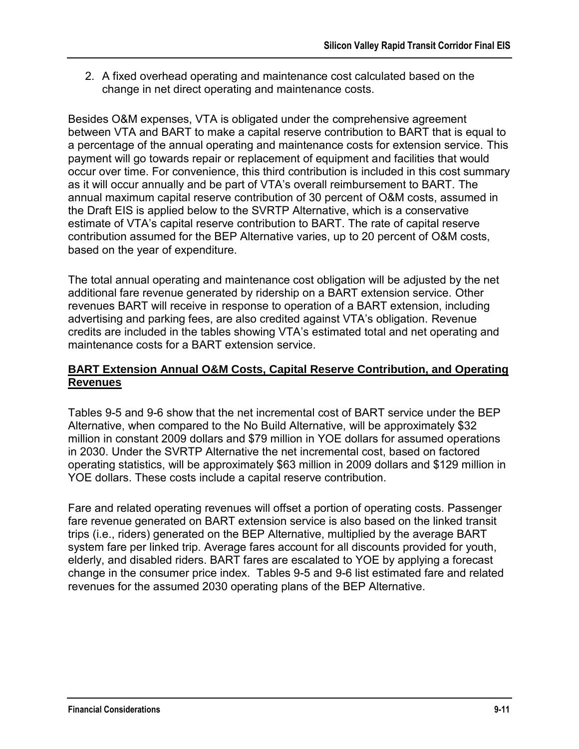2. A fixed overhead operating and maintenance cost calculated based on the change in net direct operating and maintenance costs.

Besides O&M expenses, VTA is obligated under the comprehensive agreement between VTA and BART to make a capital reserve contribution to BART that is equal to a percentage of the annual operating and maintenance costs for extension service. This payment will go towards repair or replacement of equipment and facilities that would occur over time. For convenience, this third contribution is included in this cost summary as it will occur annually and be part of VTA's overall reimbursement to BART. The annual maximum capital reserve contribution of 30 percent of O&M costs, assumed in the Draft EIS is applied below to the SVRTP Alternative, which is a conservative estimate of VTA's capital reserve contribution to BART. The rate of capital reserve contribution assumed for the BEP Alternative varies, up to 20 percent of O&M costs, based on the year of expenditure.

The total annual operating and maintenance cost obligation will be adjusted by the net additional fare revenue generated by ridership on a BART extension service. Other revenues BART will receive in response to operation of a BART extension, including advertising and parking fees, are also credited against VTA's obligation. Revenue credits are included in the tables showing VTA's estimated total and net operating and maintenance costs for a BART extension service.

**BART Extension Annual O&M Costs, Capital Reserve Contribution, and Operating Revenues**

Tables 9-5 and 9-6 show that the net incremental cost of BART service under the BEP Alternative, when compared to the No Build Alternative, will be approximately $32 million in constant 2009 dollars and $79 million in YOE dollars for assumed operations in 2030. Under the SVRTP Alternative the net incremental cost, based on factored operating statistics, will be approximately $63 million in 2009 dollars and $129 million in YOE dollars. These costs include a capital reserve contribution.

Fare and related operating revenues will offset a portion of operating costs. Passenger fare revenue generated on BART extension service is also based on the linked transit trips (i.e., riders) generated on the BEP Alternative, multiplied by the average BART system fare per linked trip. Average fares account for all discounts provided for youth, elderly, and disabled riders. BART fares are escalated to YOE by applying a forecast change in the consumer price index. Tables 9-5 and 9-6 list estimated fare and related revenues for the assumed 2030 operating plans of the BEP Alternative.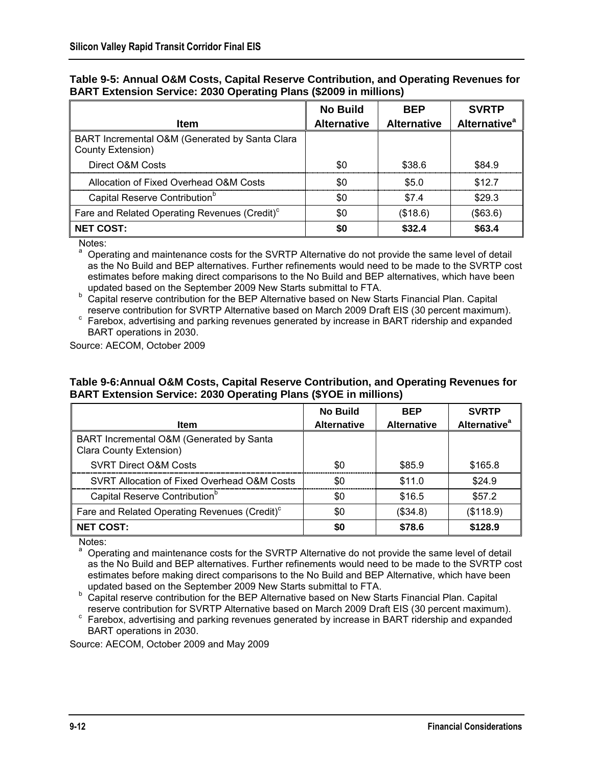**Table 9-5: Annual O&M Costs, Capital Reserve Contribution, and Operating Revenues for BART Extension Service: 2030 Operating Plans ($2009 in millions)**

| Item | No Build Alternative | BEP Alternative | SVRTP Alternative[a] |
|---|---|---|---|
| BART Incremental O&M (Generated by Santa Clara County Extension) | | | |
| Direct O&M Costs | $0 | $38.6 | $84.9 |
| Allocation of Fixed Overhead O&M Costs | $0 | $5.0 | $12.7 |
| Capital Reserve Contribution[b] | $0 | $7.4 | $29.3 |
| Fare and Related Operating Revenues (Credit)[c] | $0 | ($18.6) | ($63.6) |
| **NET COST:** | **$0** | **$32.4** | **$63.4** |

Notes:

[a] Operating and maintenance costs for the SVRTP Alternative do not provide the same level of detail as the No Build and BEP alternatives. Further refinements would need to be made to the SVRTP cost estimates before making direct comparisons to the No Build and BEP alternatives, which have been updated based on the September 2009 New Starts submittal to FTA.

[b] Capital reserve contribution for the BEP Alternative based on New Starts Financial Plan. Capital reserve contribution for SVRTP Alternative based on March 2009 Draft EIS (30 percent maximum).

[c] Farebox, advertising and parking revenues generated by increase in BART ridership and expanded BART operations in 2030.

Source: AECOM, October 2009

**Table 9-6:Annual O&M Costs, Capital Reserve Contribution, and Operating Revenues for BART Extension Service: 2030 Operating Plans ($YOE in millions)**

| Item | No Build Alternative | BEP Alternative | SVRTP Alternative[a] |
|---|---|---|---|
| BART Incremental O&M (Generated by Santa Clara County Extension) | | | |
| SVRT Direct O&M Costs | $0 | $85.9 | $165.8 |
| SVRT Allocation of Fixed Overhead O&M Costs | $0 | $11.0 | $24.9 |
| Capital Reserve Contribution[b] | $0 | $16.5 | $57.2 |
| Fare and Related Operating Revenues (Credit)[c] | $0 | ($34.8) | ($118.9) |
| **NET COST:** | **$0** | **$78.6** | **$128.9** |

Notes:

[a] Operating and maintenance costs for the SVRTP Alternative do not provide the same level of detail as the No Build and BEP alternatives. Further refinements would need to be made to the SVRTP cost estimates before making direct comparisons to the No Build and BEP Alternative, which have been updated based on the September 2009 New Starts submittal to FTA.

[b] Capital reserve contribution for the BEP Alternative based on New Starts Financial Plan. Capital reserve contribution for SVRTP Alternative based on March 2009 Draft EIS (30 percent maximum).

[c] Farebox, advertising and parking revenues generated by increase in BART ridership and expanded BART operations in 2030.

Source: AECOM, October 2009 and May 2009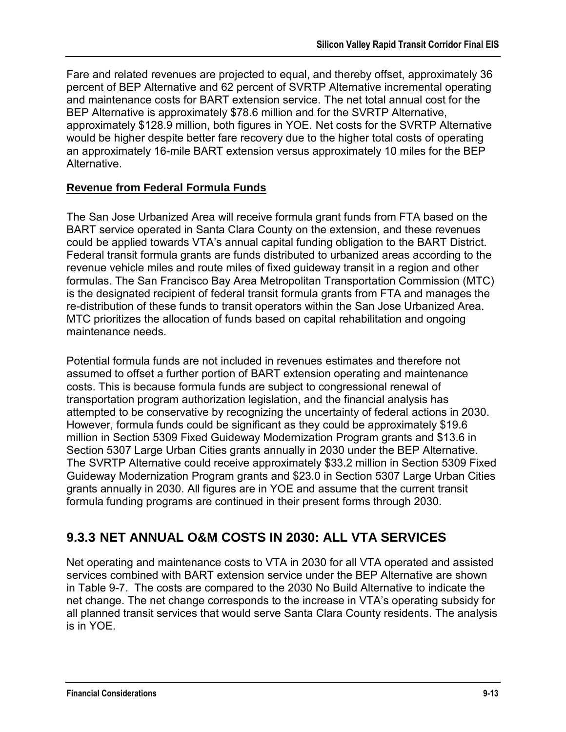Fare and related revenues are projected to equal, and thereby offset, approximately 36 percent of BEP Alternative and 62 percent of SVRTP Alternative incremental operating and maintenance costs for BART extension service. The net total annual cost for the BEP Alternative is approximately $78.6 million and for the SVRTP Alternative, approximately $128.9 million, both figures in YOE. Net costs for the SVRTP Alternative would be higher despite better fare recovery due to the higher total costs of operating an approximately 16-mile BART extension versus approximately 10 miles for the BEP Alternative.

**Revenue from Federal Formula Funds**

The San Jose Urbanized Area will receive formula grant funds from FTA based on the BART service operated in Santa Clara County on the extension, and these revenues could be applied towards VTA's annual capital funding obligation to the BART District. Federal transit formula grants are funds distributed to urbanized areas according to the revenue vehicle miles and route miles of fixed guideway transit in a region and other formulas. The San Francisco Bay Area Metropolitan Transportation Commission (MTC) is the designated recipient of federal transit formula grants from FTA and manages the re-distribution of these funds to transit operators within the San Jose Urbanized Area. MTC prioritizes the allocation of funds based on capital rehabilitation and ongoing maintenance needs.

Potential formula funds are not included in revenues estimates and therefore not assumed to offset a further portion of BART extension operating and maintenance costs. This is because formula funds are subject to congressional renewal of transportation program authorization legislation, and the financial analysis has attempted to be conservative by recognizing the uncertainty of federal actions in 2030. However, formula funds could be significant as they could be approximately $19.6 million in Section 5309 Fixed Guideway Modernization Program grants and $13.6 in Section 5307 Large Urban Cities grants annually in 2030 under the BEP Alternative. The SVRTP Alternative could receive approximately $33.2 million in Section 5309 Fixed Guideway Modernization Program grants and $23.0 in Section 5307 Large Urban Cities grants annually in 2030. All figures are in YOE and assume that the current transit formula funding programs are continued in their present forms through 2030.

## 9.3.3 NET ANNUAL O&M COSTS IN 2030: ALL VTA SERVICES

Net operating and maintenance costs to VTA in 2030 for all VTA operated and assisted services combined with BART extension service under the BEP Alternative are shown in Table 9-7. The costs are compared to the 2030 No Build Alternative to indicate the net change. The net change corresponds to the increase in VTA's operating subsidy for all planned transit services that would serve Santa Clara County residents. The analysis is in YOE.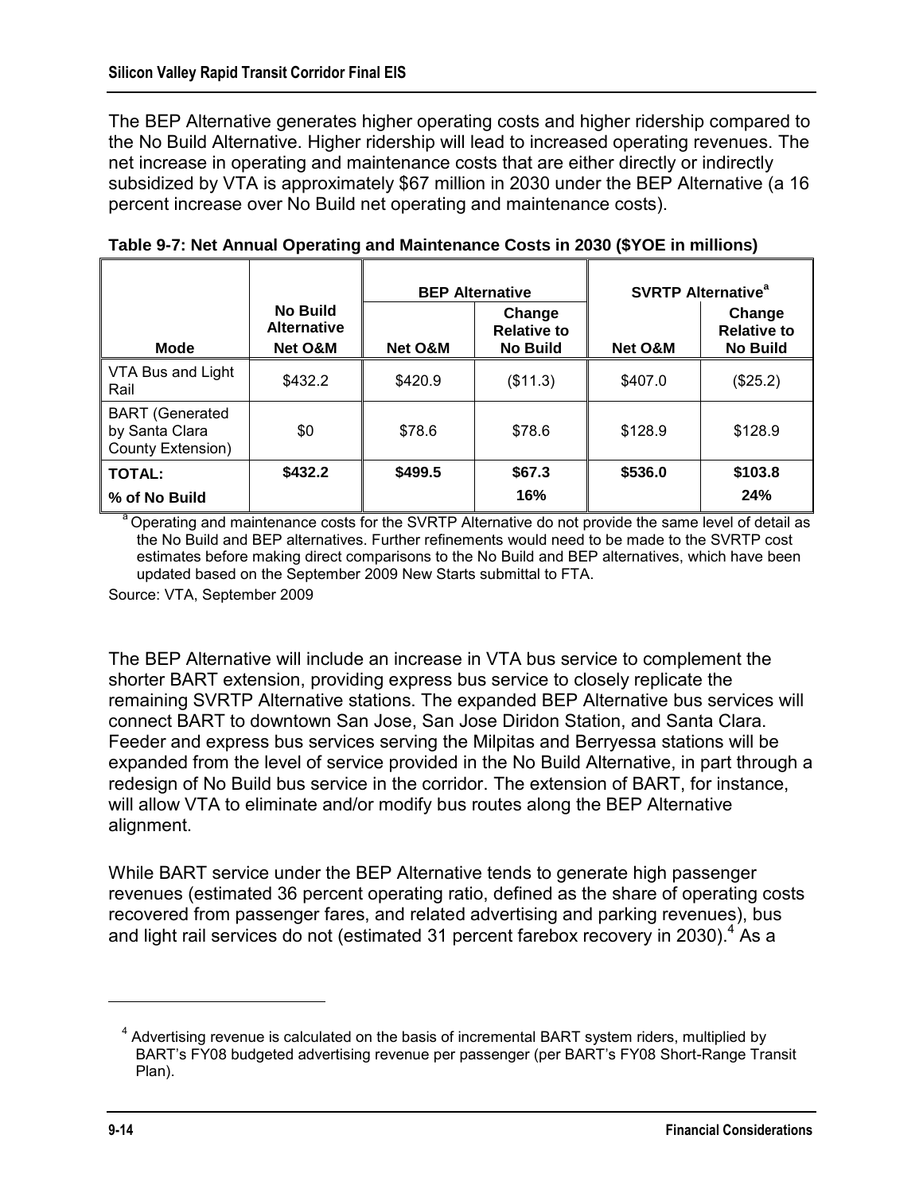The BEP Alternative generates higher operating costs and higher ridership compared to the No Build Alternative. Higher ridership will lead to increased operating revenues. The net increase in operating and maintenance costs that are either directly or indirectly subsidized by VTA is approximately $67 million in 2030 under the BEP Alternative (a 16 percent increase over No Build net operating and maintenance costs).

**Table 9-7: Net Annual Operating and Maintenance Costs in 2030 ($YOE in millions)**

| Mode | No Build Alternative | BEP Alternative | | SVRTP Alternative[a] | |
|---|---|---|---|---|---|
| | Net O&M | Net O&M | Change Relative to No Build | Net O&M | Change Relative to No Build |
| VTA Bus and Light Rail | $432.2 | $420.9 | ($11.3) | $407.0 | ($25.2) |
| BART (Generated by Santa Clara County Extension) | $0 | $78.6 | $78.6 | $128.9 | $128.9 |
| **TOTAL:** | **$432.2** | **$499.5** | **$67.3** | **$536.0** | **$103.8** |
| **% of No Build** | | | **16%** | | **24%** |

[a] Operating and maintenance costs for the SVRTP Alternative do not provide the same level of detail as the No Build and BEP alternatives. Further refinements would need to be made to the SVRTP cost estimates before making direct comparisons to the No Build and BEP alternatives, which have been updated based on the September 2009 New Starts submittal to FTA.

Source: VTA, September 2009

The BEP Alternative will include an increase in VTA bus service to complement the shorter BART extension, providing express bus service to closely replicate the remaining SVRTP Alternative stations. The expanded BEP Alternative bus services will connect BART to downtown San Jose, San Jose Diridon Station, and Santa Clara. Feeder and express bus services serving the Milpitas and Berryessa stations will be expanded from the level of service provided in the No Build Alternative, in part through a redesign of No Build bus service in the corridor. The extension of BART, for instance, will allow VTA to eliminate and/or modify bus routes along the BEP Alternative alignment.

While BART service under the BEP Alternative tends to generate high passenger revenues (estimated 36 percent operating ratio, defined as the share of operating costs recovered from passenger fares, and related advertising and parking revenues), bus and light rail services do not (estimated 31 percent farebox recovery in 2030).[4] As a

[4] Advertising revenue is calculated on the basis of incremental BART system riders, multiplied by BART's FY08 budgeted advertising revenue per passenger (per BART's FY08 Short-Range Transit Plan).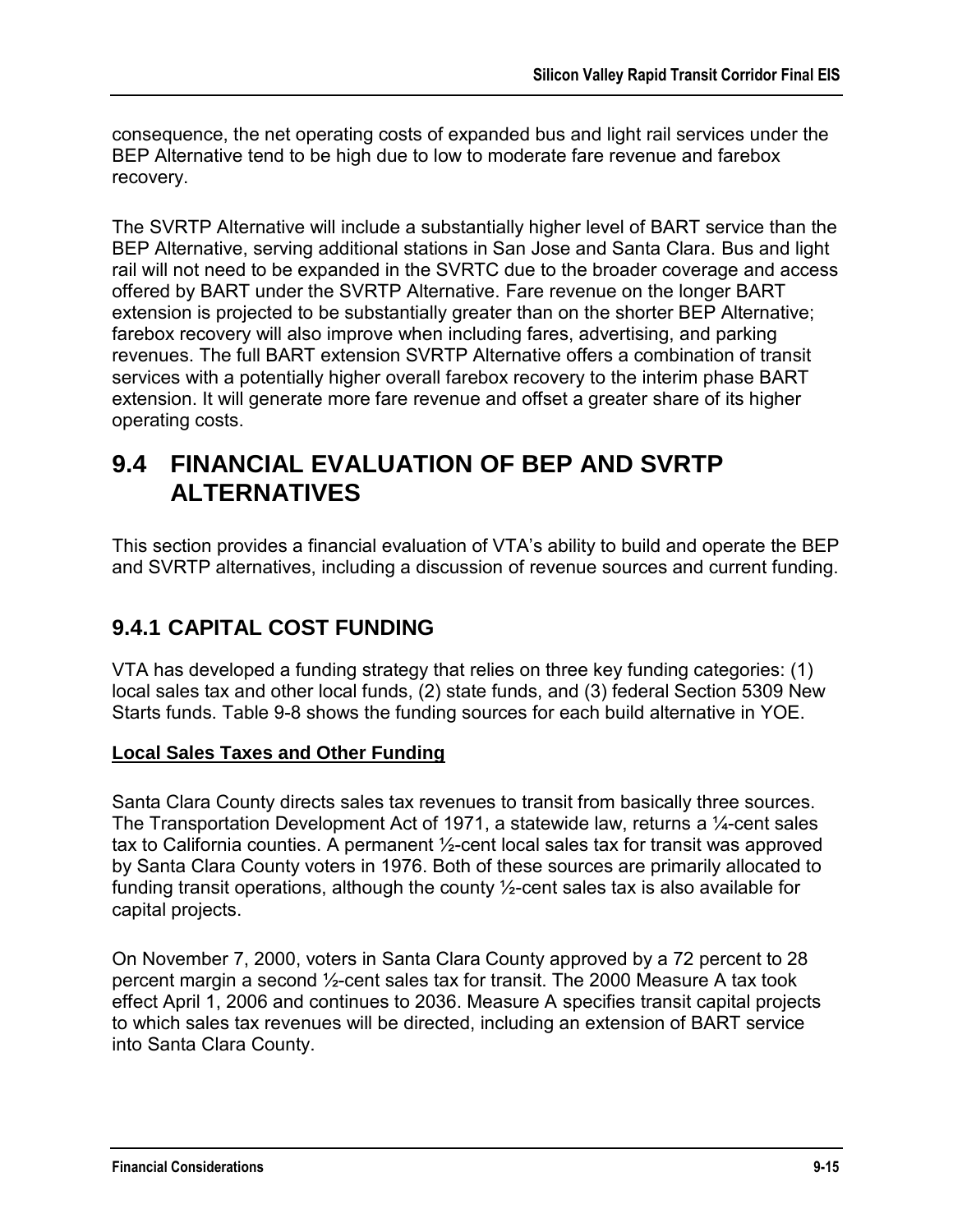consequence, the net operating costs of expanded bus and light rail services under the BEP Alternative tend to be high due to low to moderate fare revenue and farebox recovery.

The SVRTP Alternative will include a substantially higher level of BART service than the BEP Alternative, serving additional stations in San Jose and Santa Clara. Bus and light rail will not need to be expanded in the SVRTC due to the broader coverage and access offered by BART under the SVRTP Alternative. Fare revenue on the longer BART extension is projected to be substantially greater than on the shorter BEP Alternative; farebox recovery will also improve when including fares, advertising, and parking revenues. The full BART extension SVRTP Alternative offers a combination of transit services with a potentially higher overall farebox recovery to the interim phase BART extension. It will generate more fare revenue and offset a greater share of its higher operating costs.

## 9.4 FINANCIAL EVALUATION OF BEP AND SVRTP ALTERNATIVES

This section provides a financial evaluation of VTA's ability to build and operate the BEP and SVRTP alternatives, including a discussion of revenue sources and current funding.

### 9.4.1 CAPITAL COST FUNDING

VTA has developed a funding strategy that relies on three key funding categories: (1) local sales tax and other local funds, (2) state funds, and (3) federal Section 5309 New Starts funds. Table 9-8 shows the funding sources for each build alternative in YOE.

**Local Sales Taxes and Other Funding**

Santa Clara County directs sales tax revenues to transit from basically three sources. The Transportation Development Act of 1971, a statewide law, returns a ¼-cent sales tax to California counties. A permanent ½-cent local sales tax for transit was approved by Santa Clara County voters in 1976. Both of these sources are primarily allocated to funding transit operations, although the county ½-cent sales tax is also available for capital projects.

On November 7, 2000, voters in Santa Clara County approved by a 72 percent to 28 percent margin a second ½-cent sales tax for transit. The 2000 Measure A tax took effect April 1, 2006 and continues to 2036. Measure A specifies transit capital projects to which sales tax revenues will be directed, including an extension of BART service into Santa Clara County.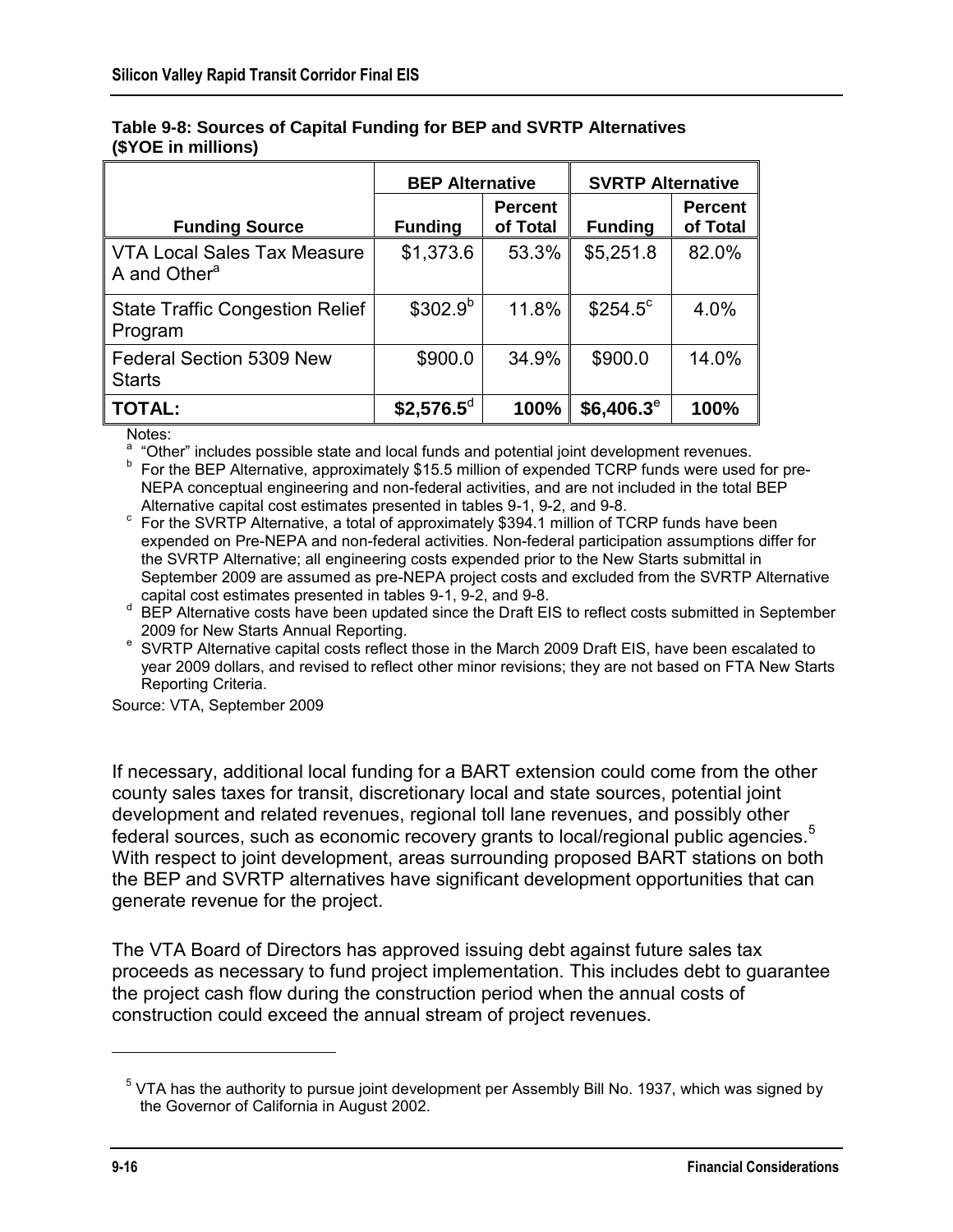**Table 9-8: Sources of Capital Funding for BEP and SVRTP Alternatives (\$YOE in millions)**

| Funding Source | BEP Alternative | | SVRTP Alternative | |
|---|---|---|---|---|
| | Funding | Percent of Total | Funding | Percent of Total |
| VTA Local Sales Tax Measure A and Other[a] | \$1,373.6 | 53.3% | \$5,251.8 | 82.0% |
| State Traffic Congestion Relief Program | \$302.9[b] | 11.8% | \$254.5[c] | 4.0% |
| Federal Section 5309 New Starts | \$900.0 | 34.9% | \$900.0 | 14.0% |
| **TOTAL:** | **\$2,576.5**[d] | **100%** | **\$6,406.3**[e] | **100%** |

Notes:

[a] "Other" includes possible state and local funds and potential joint development revenues.

[b] For the BEP Alternative, approximately \$15.5 million of expended TCRP funds were used for pre-NEPA conceptual engineering and non-federal activities, and are not included in the total BEP Alternative capital cost estimates presented in tables 9-1, 9-2, and 9-8.

[c] For the SVRTP Alternative, a total of approximately \$394.1 million of TCRP funds have been expended on Pre-NEPA and non-federal activities. Non-federal participation assumptions differ for the SVRTP Alternative; all engineering costs expended prior to the New Starts submittal in September 2009 are assumed as pre-NEPA project costs and excluded from the SVRTP Alternative capital cost estimates presented in tables 9-1, 9-2, and 9-8.

[d] BEP Alternative costs have been updated since the Draft EIS to reflect costs submitted in September 2009 for New Starts Annual Reporting.

[e] SVRTP Alternative capital costs reflect those in the March 2009 Draft EIS, have been escalated to year 2009 dollars, and revised to reflect other minor revisions; they are not based on FTA New Starts Reporting Criteria.

Source: VTA, September 2009

If necessary, additional local funding for a BART extension could come from the other county sales taxes for transit, discretionary local and state sources, potential joint development and related revenues, regional toll lane revenues, and possibly other federal sources, such as economic recovery grants to local/regional public agencies.[5] With respect to joint development, areas surrounding proposed BART stations on both the BEP and SVRTP alternatives have significant development opportunities that can generate revenue for the project.

The VTA Board of Directors has approved issuing debt against future sales tax proceeds as necessary to fund project implementation. This includes debt to guarantee the project cash flow during the construction period when the annual costs of construction could exceed the annual stream of project revenues.

[5] VTA has the authority to pursue joint development per Assembly Bill No. 1937, which was signed by the Governor of California in August 2002.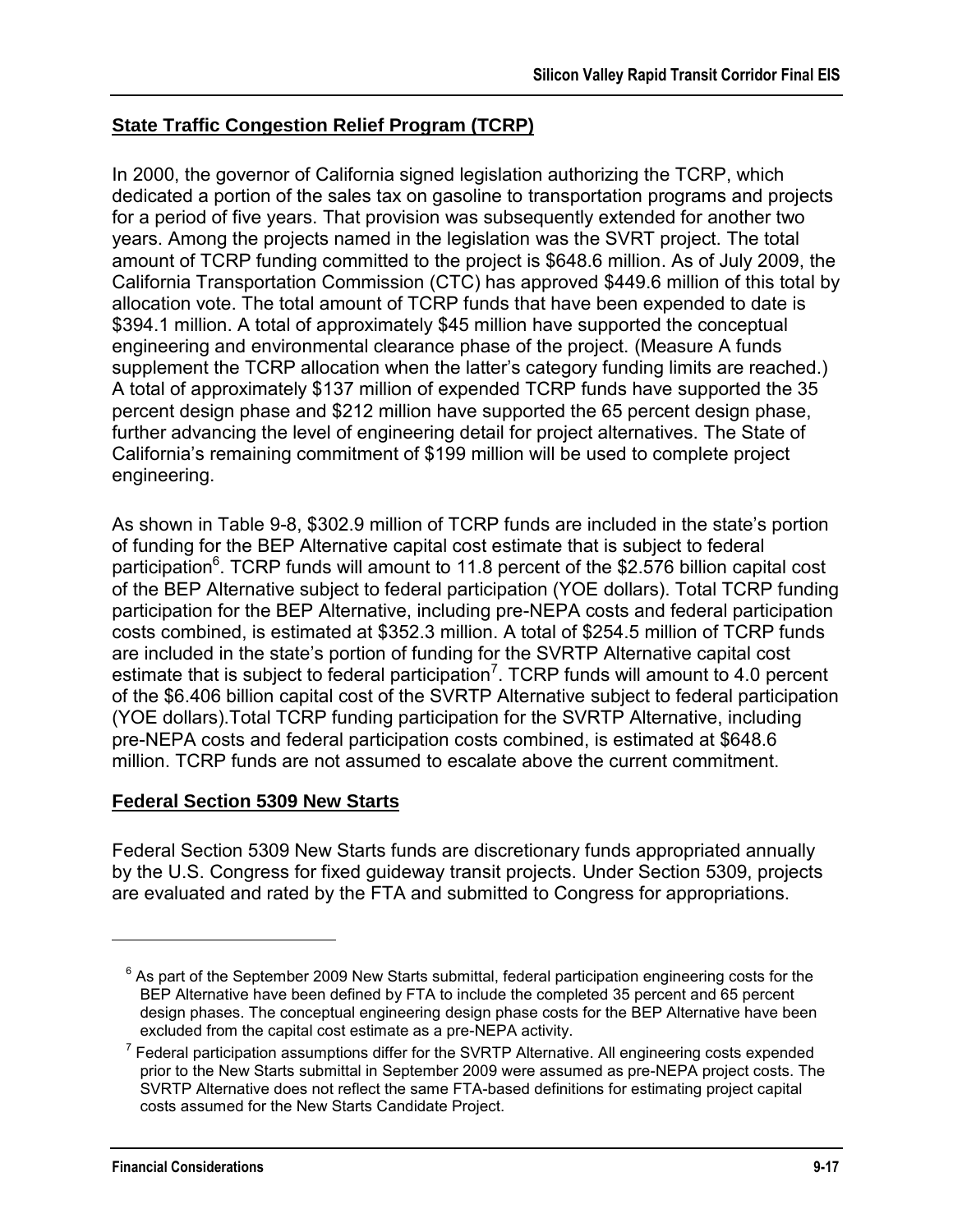## State Traffic Congestion Relief Program (TCRP)

In 2000, the governor of California signed legislation authorizing the TCRP, which dedicated a portion of the sales tax on gasoline to transportation programs and projects for a period of five years. That provision was subsequently extended for another two years. Among the projects named in the legislation was the SVRT project. The total amount of TCRP funding committed to the project is $648.6 million. As of July 2009, the California Transportation Commission (CTC) has approved $449.6 million of this total by allocation vote. The total amount of TCRP funds that have been expended to date is $394.1 million. A total of approximately $45 million have supported the conceptual engineering and environmental clearance phase of the project. (Measure A funds supplement the TCRP allocation when the latter's category funding limits are reached.) A total of approximately $137 million of expended TCRP funds have supported the 35 percent design phase and $212 million have supported the 65 percent design phase, further advancing the level of engineering detail for project alternatives. The State of California's remaining commitment of $199 million will be used to complete project engineering.

As shown in Table 9-8, $302.9 million of TCRP funds are included in the state's portion of funding for the BEP Alternative capital cost estimate that is subject to federal participation[6]. TCRP funds will amount to 11.8 percent of the $2.576 billion capital cost of the BEP Alternative subject to federal participation (YOE dollars). Total TCRP funding participation for the BEP Alternative, including pre-NEPA costs and federal participation costs combined, is estimated at $352.3 million. A total of $254.5 million of TCRP funds are included in the state's portion of funding for the SVRTP Alternative capital cost estimate that is subject to federal participation[7]. TCRP funds will amount to 4.0 percent of the $6.406 billion capital cost of the SVRTP Alternative subject to federal participation (YOE dollars).Total TCRP funding participation for the SVRTP Alternative, including pre-NEPA costs and federal participation costs combined, is estimated at $648.6 million. TCRP funds are not assumed to escalate above the current commitment.

## Federal Section 5309 New Starts

Federal Section 5309 New Starts funds are discretionary funds appropriated annually by the U.S. Congress for fixed guideway transit projects. Under Section 5309, projects are evaluated and rated by the FTA and submitted to Congress for appropriations.

---

[6] As part of the September 2009 New Starts submittal, federal participation engineering costs for the BEP Alternative have been defined by FTA to include the completed 35 percent and 65 percent design phases. The conceptual engineering design phase costs for the BEP Alternative have been excluded from the capital cost estimate as a pre-NEPA activity.

[7] Federal participation assumptions differ for the SVRTP Alternative. All engineering costs expended prior to the New Starts submittal in September 2009 were assumed as pre-NEPA project costs. The SVRTP Alternative does not reflect the same FTA-based definitions for estimating project capital costs assumed for the New Starts Candidate Project.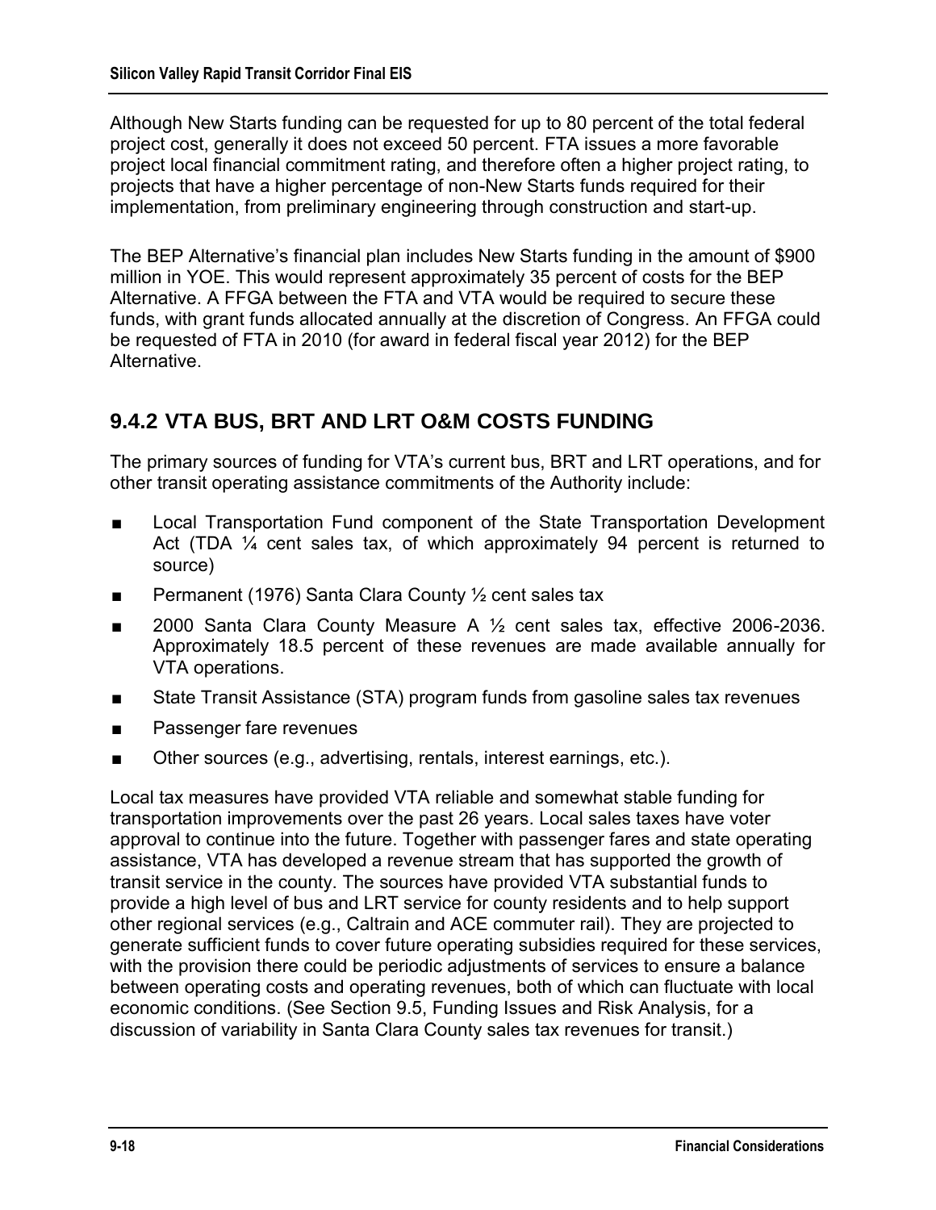Although New Starts funding can be requested for up to 80 percent of the total federal project cost, generally it does not exceed 50 percent. FTA issues a more favorable project local financial commitment rating, and therefore often a higher project rating, to projects that have a higher percentage of non-New Starts funds required for their implementation, from preliminary engineering through construction and start-up.

The BEP Alternative's financial plan includes New Starts funding in the amount of $900 million in YOE. This would represent approximately 35 percent of costs for the BEP Alternative. A FFGA between the FTA and VTA would be required to secure these funds, with grant funds allocated annually at the discretion of Congress. An FFGA could be requested of FTA in 2010 (for award in federal fiscal year 2012) for the BEP Alternative.

## 9.4.2 VTA BUS, BRT AND LRT O&M COSTS FUNDING

The primary sources of funding for VTA's current bus, BRT and LRT operations, and for other transit operating assistance commitments of the Authority include:

- Local Transportation Fund component of the State Transportation Development Act (TDA ¼ cent sales tax, of which approximately 94 percent is returned to source)
- Permanent (1976) Santa Clara County ½ cent sales tax
- 2000 Santa Clara County Measure A ½ cent sales tax, effective 2006-2036. Approximately 18.5 percent of these revenues are made available annually for VTA operations.
- State Transit Assistance (STA) program funds from gasoline sales tax revenues
- Passenger fare revenues
- Other sources (e.g., advertising, rentals, interest earnings, etc.).

Local tax measures have provided VTA reliable and somewhat stable funding for transportation improvements over the past 26 years. Local sales taxes have voter approval to continue into the future. Together with passenger fares and state operating assistance, VTA has developed a revenue stream that has supported the growth of transit service in the county. The sources have provided VTA substantial funds to provide a high level of bus and LRT service for county residents and to help support other regional services (e.g., Caltrain and ACE commuter rail). They are projected to generate sufficient funds to cover future operating subsidies required for these services, with the provision there could be periodic adjustments of services to ensure a balance between operating costs and operating revenues, both of which can fluctuate with local economic conditions. (See Section 9.5, Funding Issues and Risk Analysis, for a discussion of variability in Santa Clara County sales tax revenues for transit.)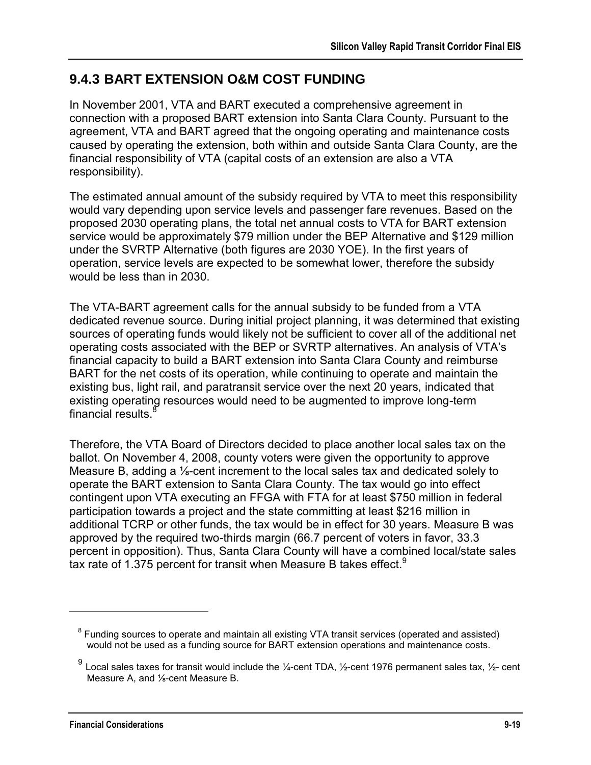## 9.4.3 BART EXTENSION O&M COST FUNDING

In November 2001, VTA and BART executed a comprehensive agreement in connection with a proposed BART extension into Santa Clara County. Pursuant to the agreement, VTA and BART agreed that the ongoing operating and maintenance costs caused by operating the extension, both within and outside Santa Clara County, are the financial responsibility of VTA (capital costs of an extension are also a VTA responsibility).

The estimated annual amount of the subsidy required by VTA to meet this responsibility would vary depending upon service levels and passenger fare revenues. Based on the proposed 2030 operating plans, the total net annual costs to VTA for BART extension service would be approximately $79 million under the BEP Alternative and $129 million under the SVRTP Alternative (both figures are 2030 YOE). In the first years of operation, service levels are expected to be somewhat lower, therefore the subsidy would be less than in 2030.

The VTA-BART agreement calls for the annual subsidy to be funded from a VTA dedicated revenue source. During initial project planning, it was determined that existing sources of operating funds would likely not be sufficient to cover all of the additional net operating costs associated with the BEP or SVRTP alternatives. An analysis of VTA's financial capacity to build a BART extension into Santa Clara County and reimburse BART for the net costs of its operation, while continuing to operate and maintain the existing bus, light rail, and paratransit service over the next 20 years, indicated that existing operating resources would need to be augmented to improve long-term financial results.[8]

Therefore, the VTA Board of Directors decided to place another local sales tax on the ballot. On November 4, 2008, county voters were given the opportunity to approve Measure B, adding a ⅛-cent increment to the local sales tax and dedicated solely to operate the BART extension to Santa Clara County. The tax would go into effect contingent upon VTA executing an FFGA with FTA for at least $750 million in federal participation towards a project and the state committing at least $216 million in additional TCRP or other funds, the tax would be in effect for 30 years. Measure B was approved by the required two-thirds margin (66.7 percent of voters in favor, 33.3 percent in opposition). Thus, Santa Clara County will have a combined local/state sales tax rate of 1.375 percent for transit when Measure B takes effect.[9]

---

[8] Funding sources to operate and maintain all existing VTA transit services (operated and assisted) would not be used as a funding source for BART extension operations and maintenance costs.

[9] Local sales taxes for transit would include the ¼-cent TDA, ½-cent 1976 permanent sales tax, ½- cent Measure A, and ⅛-cent Measure B.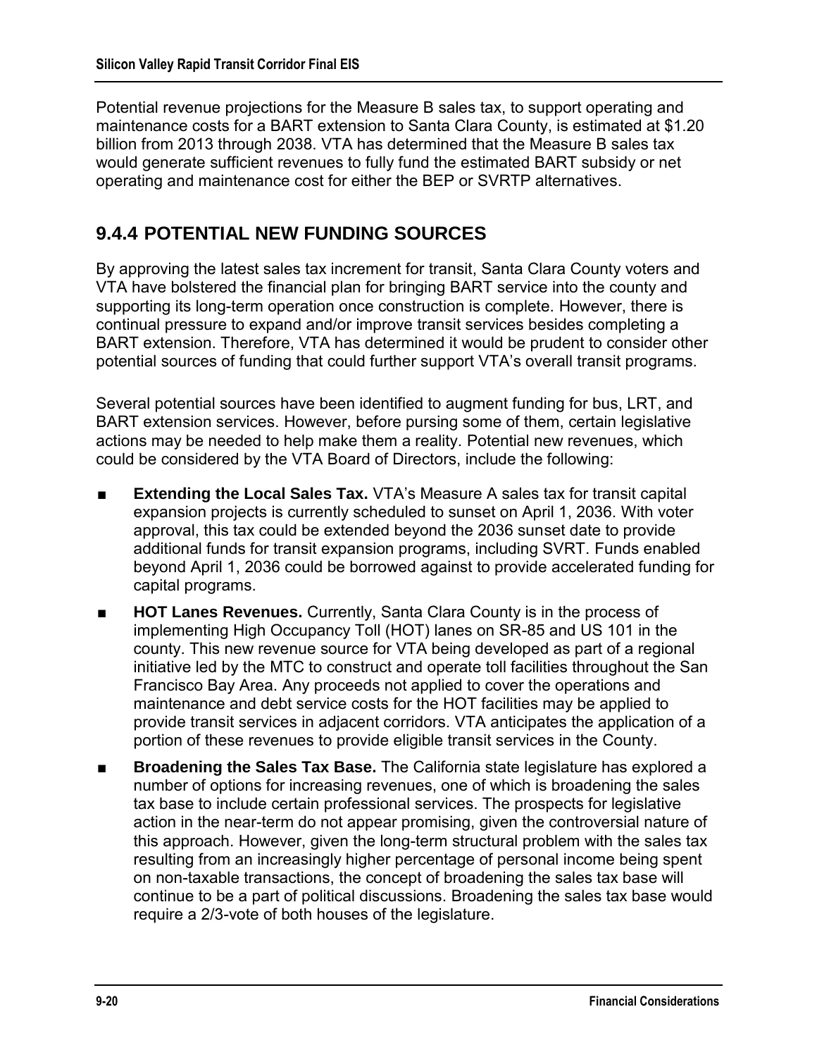Potential revenue projections for the Measure B sales tax, to support operating and maintenance costs for a BART extension to Santa Clara County, is estimated at $1.20 billion from 2013 through 2038. VTA has determined that the Measure B sales tax would generate sufficient revenues to fully fund the estimated BART subsidy or net operating and maintenance cost for either the BEP or SVRTP alternatives.

### 9.4.4 POTENTIAL NEW FUNDING SOURCES

By approving the latest sales tax increment for transit, Santa Clara County voters and VTA have bolstered the financial plan for bringing BART service into the county and supporting its long-term operation once construction is complete. However, there is continual pressure to expand and/or improve transit services besides completing a BART extension. Therefore, VTA has determined it would be prudent to consider other potential sources of funding that could further support VTA's overall transit programs.

Several potential sources have been identified to augment funding for bus, LRT, and BART extension services. However, before pursing some of them, certain legislative actions may be needed to help make them a reality. Potential new revenues, which could be considered by the VTA Board of Directors, include the following:

- **Extending the Local Sales Tax.** VTA's Measure A sales tax for transit capital expansion projects is currently scheduled to sunset on April 1, 2036. With voter approval, this tax could be extended beyond the 2036 sunset date to provide additional funds for transit expansion programs, including SVRT. Funds enabled beyond April 1, 2036 could be borrowed against to provide accelerated funding for capital programs.
- **HOT Lanes Revenues.** Currently, Santa Clara County is in the process of implementing High Occupancy Toll (HOT) lanes on SR-85 and US 101 in the county. This new revenue source for VTA being developed as part of a regional initiative led by the MTC to construct and operate toll facilities throughout the San Francisco Bay Area. Any proceeds not applied to cover the operations and maintenance and debt service costs for the HOT facilities may be applied to provide transit services in adjacent corridors. VTA anticipates the application of a portion of these revenues to provide eligible transit services in the County.
- **Broadening the Sales Tax Base.** The California state legislature has explored a number of options for increasing revenues, one of which is broadening the sales tax base to include certain professional services. The prospects for legislative action in the near-term do not appear promising, given the controversial nature of this approach. However, given the long-term structural problem with the sales tax resulting from an increasingly higher percentage of personal income being spent on non-taxable transactions, the concept of broadening the sales tax base will continue to be a part of political discussions. Broadening the sales tax base would require a 2/3-vote of both houses of the legislature.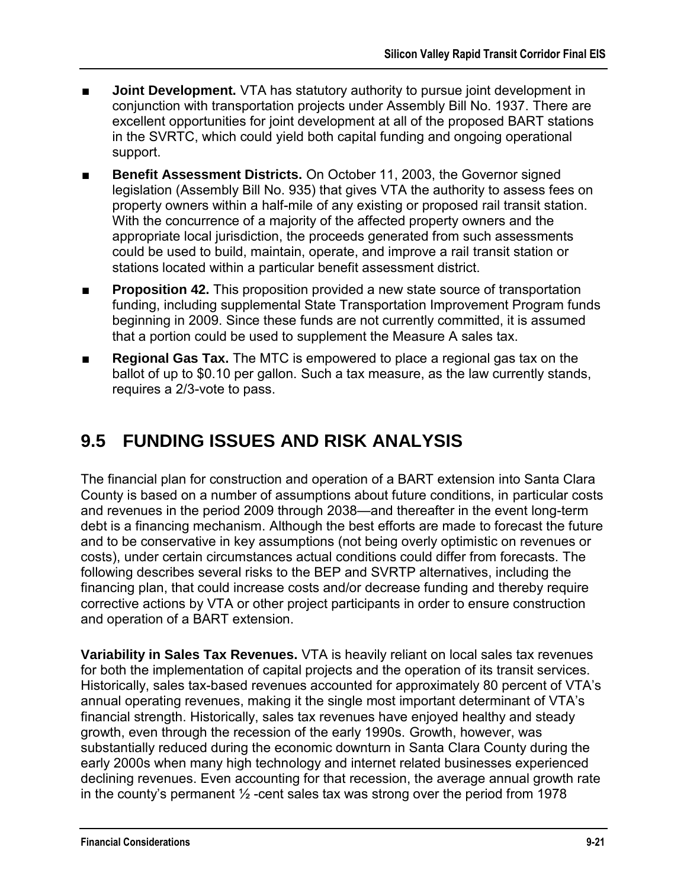- **Joint Development.** VTA has statutory authority to pursue joint development in conjunction with transportation projects under Assembly Bill No. 1937. There are excellent opportunities for joint development at all of the proposed BART stations in the SVRTC, which could yield both capital funding and ongoing operational support.
- **Benefit Assessment Districts.** On October 11, 2003, the Governor signed legislation (Assembly Bill No. 935) that gives VTA the authority to assess fees on property owners within a half-mile of any existing or proposed rail transit station. With the concurrence of a majority of the affected property owners and the appropriate local jurisdiction, the proceeds generated from such assessments could be used to build, maintain, operate, and improve a rail transit station or stations located within a particular benefit assessment district.
- **Proposition 42.** This proposition provided a new state source of transportation funding, including supplemental State Transportation Improvement Program funds beginning in 2009. Since these funds are not currently committed, it is assumed that a portion could be used to supplement the Measure A sales tax.
- **Regional Gas Tax.** The MTC is empowered to place a regional gas tax on the ballot of up to $0.10 per gallon. Such a tax measure, as the law currently stands, requires a 2/3-vote to pass.

## 9.5 FUNDING ISSUES AND RISK ANALYSIS

The financial plan for construction and operation of a BART extension into Santa Clara County is based on a number of assumptions about future conditions, in particular costs and revenues in the period 2009 through 2038—and thereafter in the event long-term debt is a financing mechanism. Although the best efforts are made to forecast the future and to be conservative in key assumptions (not being overly optimistic on revenues or costs), under certain circumstances actual conditions could differ from forecasts. The following describes several risks to the BEP and SVRTP alternatives, including the financing plan, that could increase costs and/or decrease funding and thereby require corrective actions by VTA or other project participants in order to ensure construction and operation of a BART extension.

**Variability in Sales Tax Revenues.** VTA is heavily reliant on local sales tax revenues for both the implementation of capital projects and the operation of its transit services. Historically, sales tax-based revenues accounted for approximately 80 percent of VTA's annual operating revenues, making it the single most important determinant of VTA's financial strength. Historically, sales tax revenues have enjoyed healthy and steady growth, even through the recession of the early 1990s. Growth, however, was substantially reduced during the economic downturn in Santa Clara County during the early 2000s when many high technology and internet related businesses experienced declining revenues. Even accounting for that recession, the average annual growth rate in the county's permanent ½ -cent sales tax was strong over the period from 1978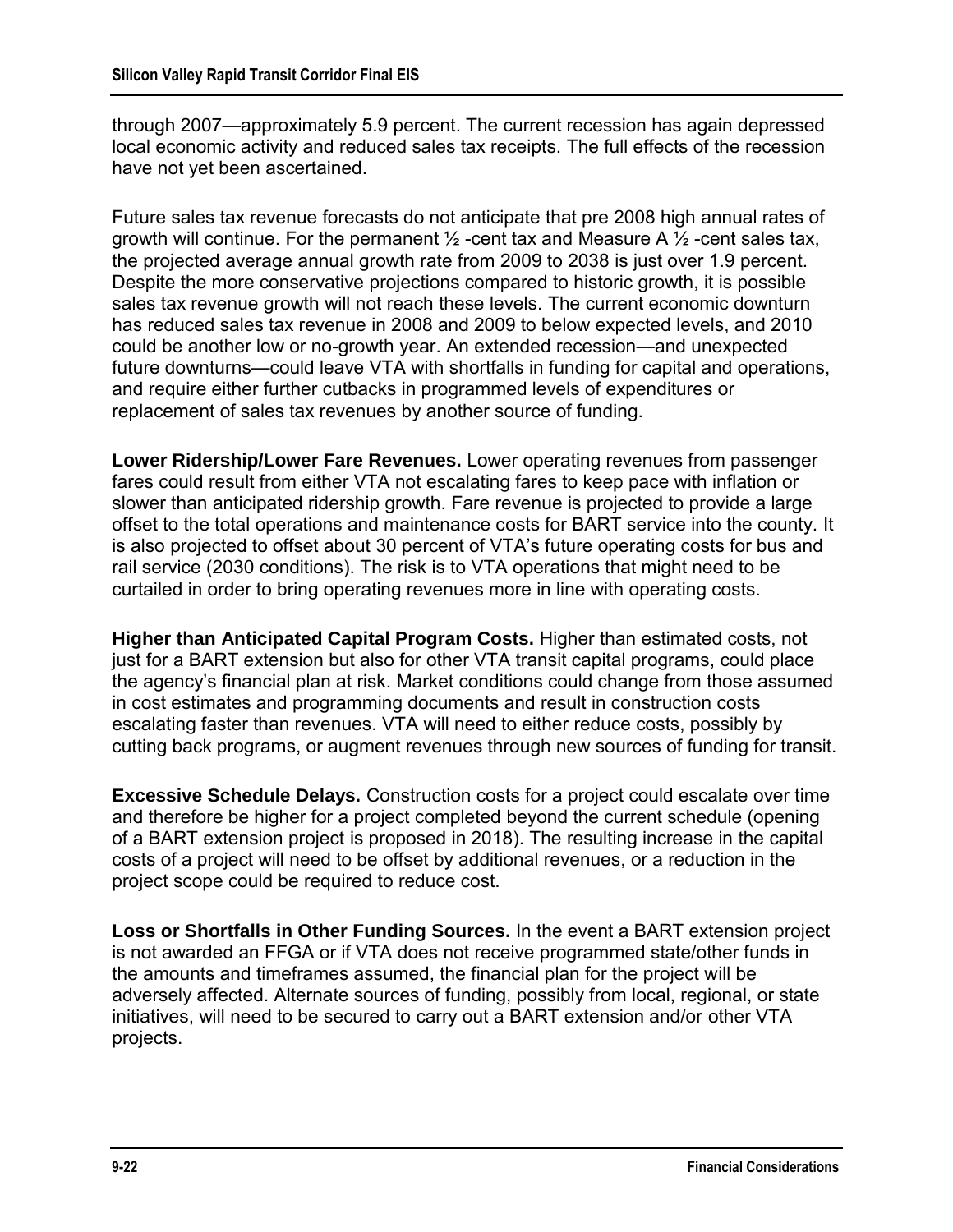through 2007—approximately 5.9 percent. The current recession has again depressed local economic activity and reduced sales tax receipts. The full effects of the recession have not yet been ascertained.

Future sales tax revenue forecasts do not anticipate that pre 2008 high annual rates of growth will continue. For the permanent ½ -cent tax and Measure A ½ -cent sales tax, the projected average annual growth rate from 2009 to 2038 is just over 1.9 percent. Despite the more conservative projections compared to historic growth, it is possible sales tax revenue growth will not reach these levels. The current economic downturn has reduced sales tax revenue in 2008 and 2009 to below expected levels, and 2010 could be another low or no-growth year. An extended recession—and unexpected future downturns—could leave VTA with shortfalls in funding for capital and operations, and require either further cutbacks in programmed levels of expenditures or replacement of sales tax revenues by another source of funding.

**Lower Ridership/Lower Fare Revenues.** Lower operating revenues from passenger fares could result from either VTA not escalating fares to keep pace with inflation or slower than anticipated ridership growth. Fare revenue is projected to provide a large offset to the total operations and maintenance costs for BART service into the county. It is also projected to offset about 30 percent of VTA's future operating costs for bus and rail service (2030 conditions). The risk is to VTA operations that might need to be curtailed in order to bring operating revenues more in line with operating costs.

**Higher than Anticipated Capital Program Costs.** Higher than estimated costs, not just for a BART extension but also for other VTA transit capital programs, could place the agency's financial plan at risk. Market conditions could change from those assumed in cost estimates and programming documents and result in construction costs escalating faster than revenues. VTA will need to either reduce costs, possibly by cutting back programs, or augment revenues through new sources of funding for transit.

**Excessive Schedule Delays.** Construction costs for a project could escalate over time and therefore be higher for a project completed beyond the current schedule (opening of a BART extension project is proposed in 2018). The resulting increase in the capital costs of a project will need to be offset by additional revenues, or a reduction in the project scope could be required to reduce cost.

**Loss or Shortfalls in Other Funding Sources.** In the event a BART extension project is not awarded an FFGA or if VTA does not receive programmed state/other funds in the amounts and timeframes assumed, the financial plan for the project will be adversely affected. Alternate sources of funding, possibly from local, regional, or state initiatives, will need to be secured to carry out a BART extension and/or other VTA projects.